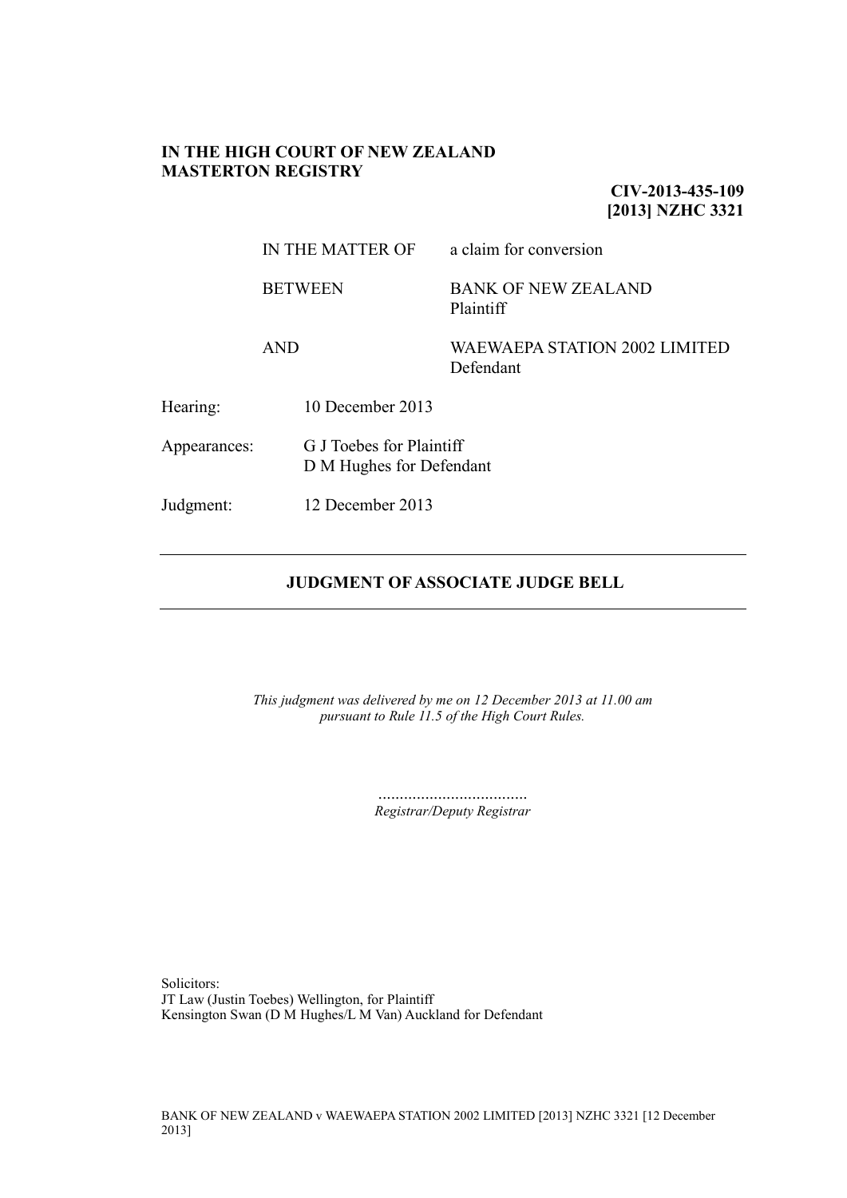**IN THE HIGH COURT OF NEW ZEALAND**
**MASTERTON REGISTRY**

**CIV-2013-435-109**
**[2013] NZHC 3321**

| | |
|---|---|
| IN THE MATTER OF | a claim for conversion |
| BETWEEN | BANK OF NEW ZEALAND<br>Plaintiff |
| AND | WAEWAEPA STATION 2002 LIMITED<br>Defendant |

| | |
|---|---|
| Hearing: | 10 December 2013 |
| Appearances: | G J Toebes for Plaintiff<br>D M Hughes for Defendant |
| Judgment: | 12 December 2013 |

---

**JUDGMENT OF ASSOCIATE JUDGE BELL**

---

*This judgment was delivered by me on 12 December 2013 at 11.00 am pursuant to Rule 11.5 of the High Court Rules.*

...................................
*Registrar/Deputy Registrar*

Solicitors:
JT Law (Justin Toebes) Wellington, for Plaintiff
Kensington Swan (D M Hughes/L M Van) Auckland for Defendant

BANK OF NEW ZEALAND v WAEWAEPA STATION 2002 LIMITED [2013] NZHC 3321 [12 December 2013]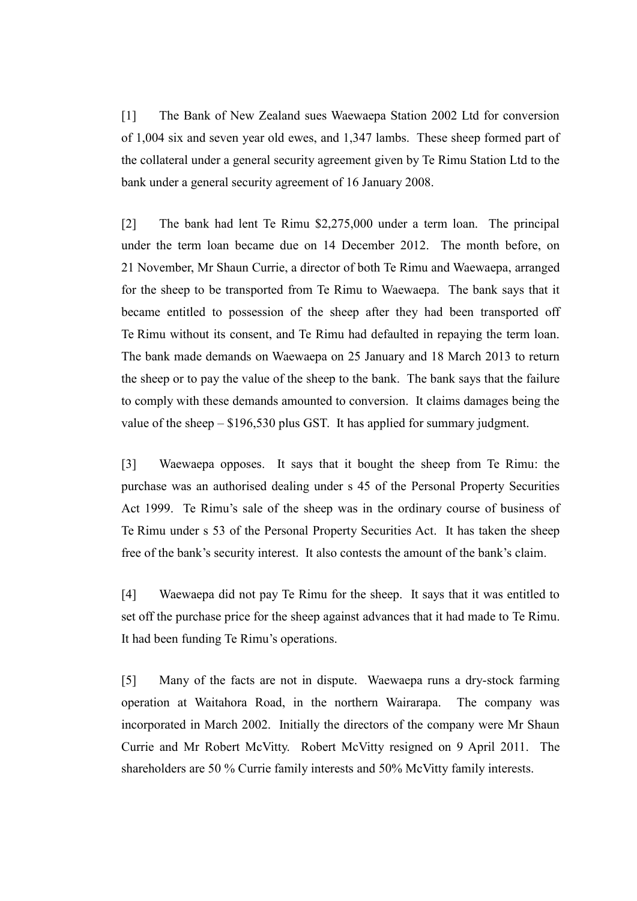[1] The Bank of New Zealand sues Waewaepa Station 2002 Ltd for conversion of 1,004 six and seven year old ewes, and 1,347 lambs. These sheep formed part of the collateral under a general security agreement given by Te Rimu Station Ltd to the bank under a general security agreement of 16 January 2008.

[2] The bank had lent Te Rimu $2,275,000 under a term loan. The principal under the term loan became due on 14 December 2012. The month before, on 21 November, Mr Shaun Currie, a director of both Te Rimu and Waewaepa, arranged for the sheep to be transported from Te Rimu to Waewaepa. The bank says that it became entitled to possession of the sheep after they had been transported off Te Rimu without its consent, and Te Rimu had defaulted in repaying the term loan. The bank made demands on Waewaepa on 25 January and 18 March 2013 to return the sheep or to pay the value of the sheep to the bank. The bank says that the failure to comply with these demands amounted to conversion. It claims damages being the value of the sheep – $196,530 plus GST. It has applied for summary judgment.

[3] Waewaepa opposes. It says that it bought the sheep from Te Rimu: the purchase was an authorised dealing under s 45 of the Personal Property Securities Act 1999. Te Rimu's sale of the sheep was in the ordinary course of business of Te Rimu under s 53 of the Personal Property Securities Act. It has taken the sheep free of the bank's security interest. It also contests the amount of the bank's claim.

[4] Waewaepa did not pay Te Rimu for the sheep. It says that it was entitled to set off the purchase price for the sheep against advances that it had made to Te Rimu. It had been funding Te Rimu's operations.

[5] Many of the facts are not in dispute. Waewaepa runs a dry-stock farming operation at Waitahora Road, in the northern Wairarapa. The company was incorporated in March 2002. Initially the directors of the company were Mr Shaun Currie and Mr Robert McVitty. Robert McVitty resigned on 9 April 2011. The shareholders are 50 % Currie family interests and 50% McVitty family interests.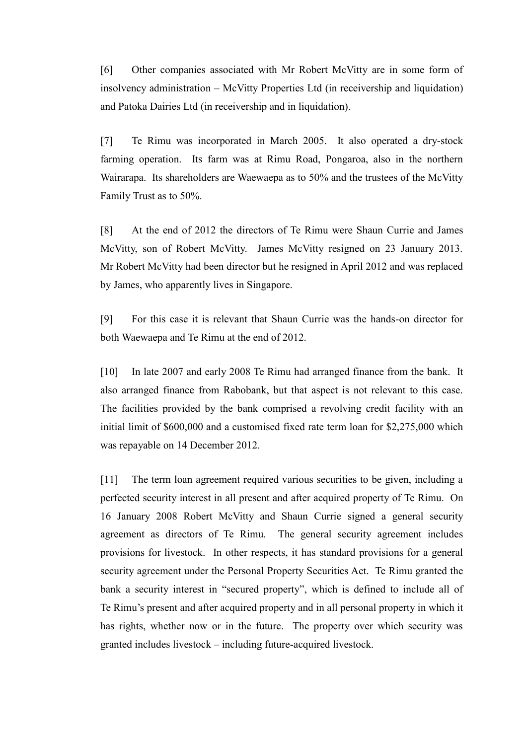[6] Other companies associated with Mr Robert McVitty are in some form of insolvency administration – McVitty Properties Ltd (in receivership and liquidation) and Patoka Dairies Ltd (in receivership and in liquidation).

[7] Te Rimu was incorporated in March 2005. It also operated a dry-stock farming operation. Its farm was at Rimu Road, Pongaroa, also in the northern Wairarapa. Its shareholders are Waewaepa as to 50% and the trustees of the McVitty Family Trust as to 50%.

[8] At the end of 2012 the directors of Te Rimu were Shaun Currie and James McVitty, son of Robert McVitty. James McVitty resigned on 23 January 2013. Mr Robert McVitty had been director but he resigned in April 2012 and was replaced by James, who apparently lives in Singapore.

[9] For this case it is relevant that Shaun Currie was the hands-on director for both Waewaepa and Te Rimu at the end of 2012.

[10] In late 2007 and early 2008 Te Rimu had arranged finance from the bank. It also arranged finance from Rabobank, but that aspect is not relevant to this case. The facilities provided by the bank comprised a revolving credit facility with an initial limit of $600,000 and a customised fixed rate term loan for $2,275,000 which was repayable on 14 December 2012.

[11] The term loan agreement required various securities to be given, including a perfected security interest in all present and after acquired property of Te Rimu. On 16 January 2008 Robert McVitty and Shaun Currie signed a general security agreement as directors of Te Rimu. The general security agreement includes provisions for livestock. In other respects, it has standard provisions for a general security agreement under the Personal Property Securities Act. Te Rimu granted the bank a security interest in "secured property", which is defined to include all of Te Rimu's present and after acquired property and in all personal property in which it has rights, whether now or in the future. The property over which security was granted includes livestock – including future-acquired livestock.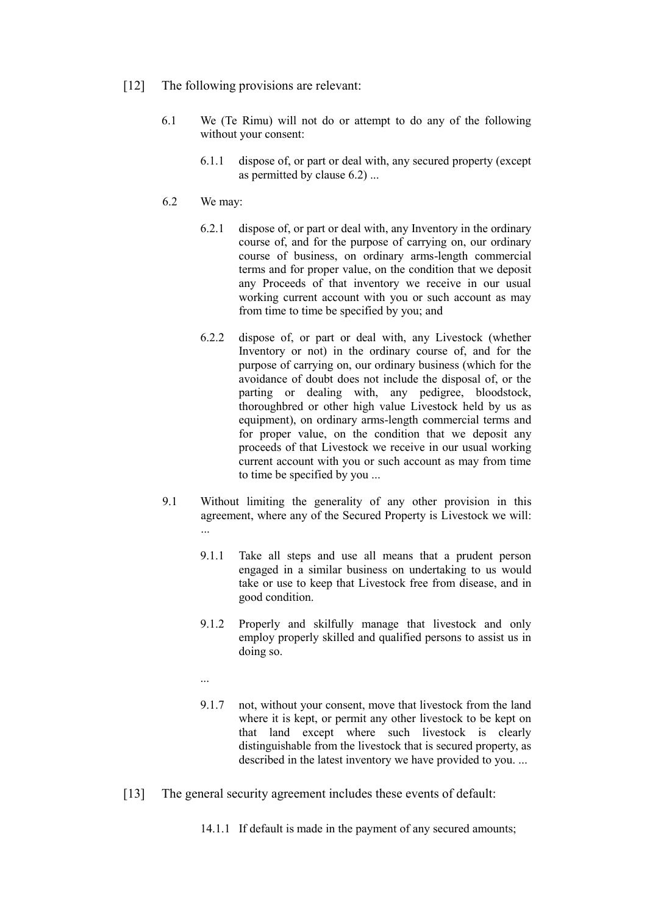[12] The following provisions are relevant:

> 6.1 We (Te Rimu) will not do or attempt to do any of the following without your consent:
>
> > 6.1.1 dispose of, or part or deal with, any secured property (except as permitted by clause 6.2) ...
>
> 6.2 We may:
>
> > 6.2.1 dispose of, or part or deal with, any Inventory in the ordinary course of, and for the purpose of carrying on, our ordinary course of business, on ordinary arms-length commercial terms and for proper value, on the condition that we deposit any Proceeds of that inventory we receive in our usual working current account with you or such account as may from time to time be specified by you; and
> >
> > 6.2.2 dispose of, or part or deal with, any Livestock (whether Inventory or not) in the ordinary course of, and for the purpose of carrying on, our ordinary business (which for the avoidance of doubt does not include the disposal of, or the parting or dealing with, any pedigree, bloodstock, thoroughbred or other high value Livestock held by us as equipment), on ordinary arms-length commercial terms and for proper value, on the condition that we deposit any proceeds of that Livestock we receive in our usual working current account with you or such account as may from time to time be specified by you ...
>
> 9.1 Without limiting the generality of any other provision in this agreement, where any of the Secured Property is Livestock we will: ...
>
> > 9.1.1 Take all steps and use all means that a prudent person engaged in a similar business on undertaking to us would take or use to keep that Livestock free from disease, and in good condition.
> >
> > 9.1.2 Properly and skilfully manage that livestock and only employ properly skilled and qualified persons to assist us in doing so.
> >
> > ...
> >
> > 9.1.7 not, without your consent, move that livestock from the land where it is kept, or permit any other livestock to be kept on that land except where such livestock is clearly distinguishable from the livestock that is secured property, as described in the latest inventory we have provided to you. ...

[13] The general security agreement includes these events of default:

> > 14.1.1 If default is made in the payment of any secured amounts;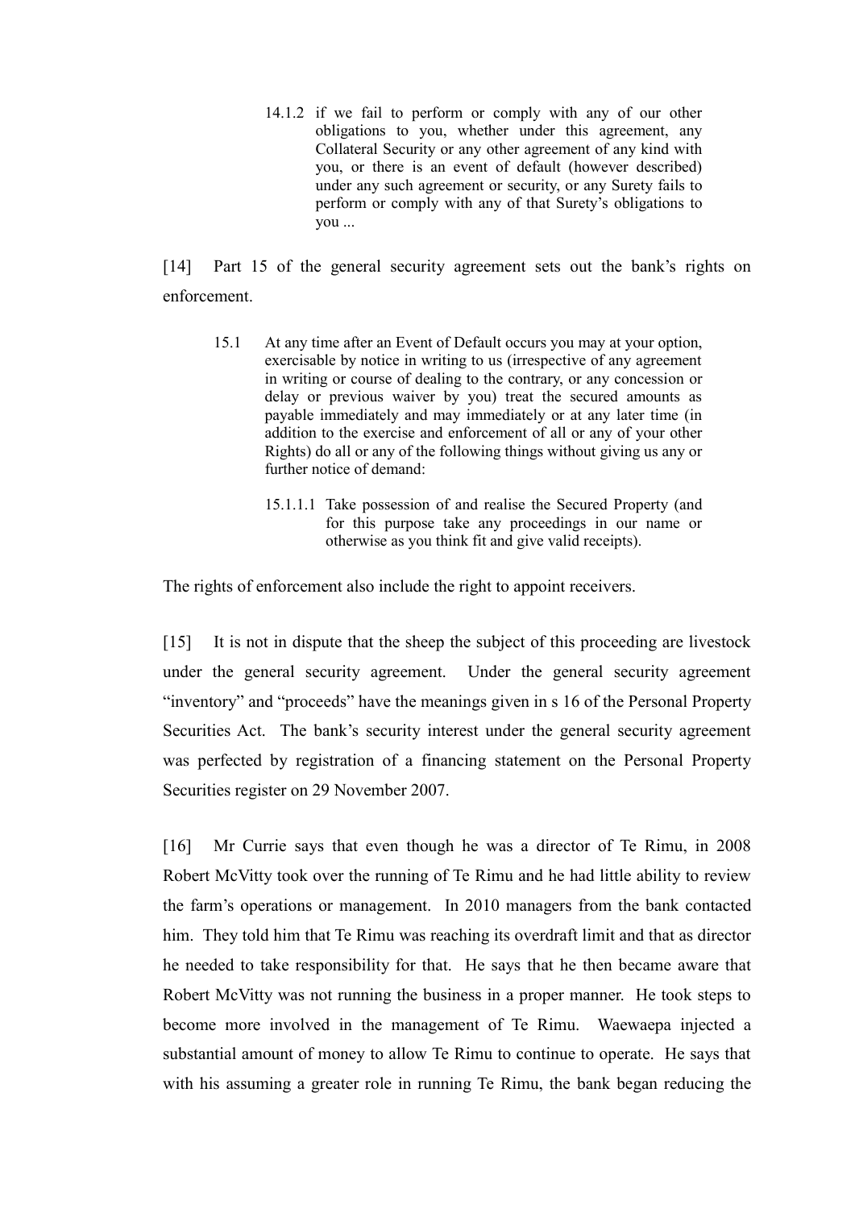> 14.1.2 if we fail to perform or comply with any of our other obligations to you, whether under this agreement, any Collateral Security or any other agreement of any kind with you, or there is an event of default (however described) under any such agreement or security, or any Surety fails to perform or comply with any of that Surety's obligations to you ...

[14] Part 15 of the general security agreement sets out the bank's rights on enforcement.

> 15.1 At any time after an Event of Default occurs you may at your option, exercisable by notice in writing to us (irrespective of any agreement in writing or course of dealing to the contrary, or any concession or delay or previous waiver by you) treat the secured amounts as payable immediately and may immediately or at any later time (in addition to the exercise and enforcement of all or any of your other Rights) do all or any of the following things without giving us any or further notice of demand:
>
> > 15.1.1.1 Take possession of and realise the Secured Property (and for this purpose take any proceedings in our name or otherwise as you think fit and give valid receipts).

The rights of enforcement also include the right to appoint receivers.

[15] It is not in dispute that the sheep the subject of this proceeding are livestock under the general security agreement. Under the general security agreement "inventory" and "proceeds" have the meanings given in s 16 of the Personal Property Securities Act. The bank's security interest under the general security agreement was perfected by registration of a financing statement on the Personal Property Securities register on 29 November 2007.

[16] Mr Currie says that even though he was a director of Te Rimu, in 2008 Robert McVitty took over the running of Te Rimu and he had little ability to review the farm's operations or management. In 2010 managers from the bank contacted him. They told him that Te Rimu was reaching its overdraft limit and that as director he needed to take responsibility for that. He says that he then became aware that Robert McVitty was not running the business in a proper manner. He took steps to become more involved in the management of Te Rimu. Waewaepa injected a substantial amount of money to allow Te Rimu to continue to operate. He says that with his assuming a greater role in running Te Rimu, the bank began reducing the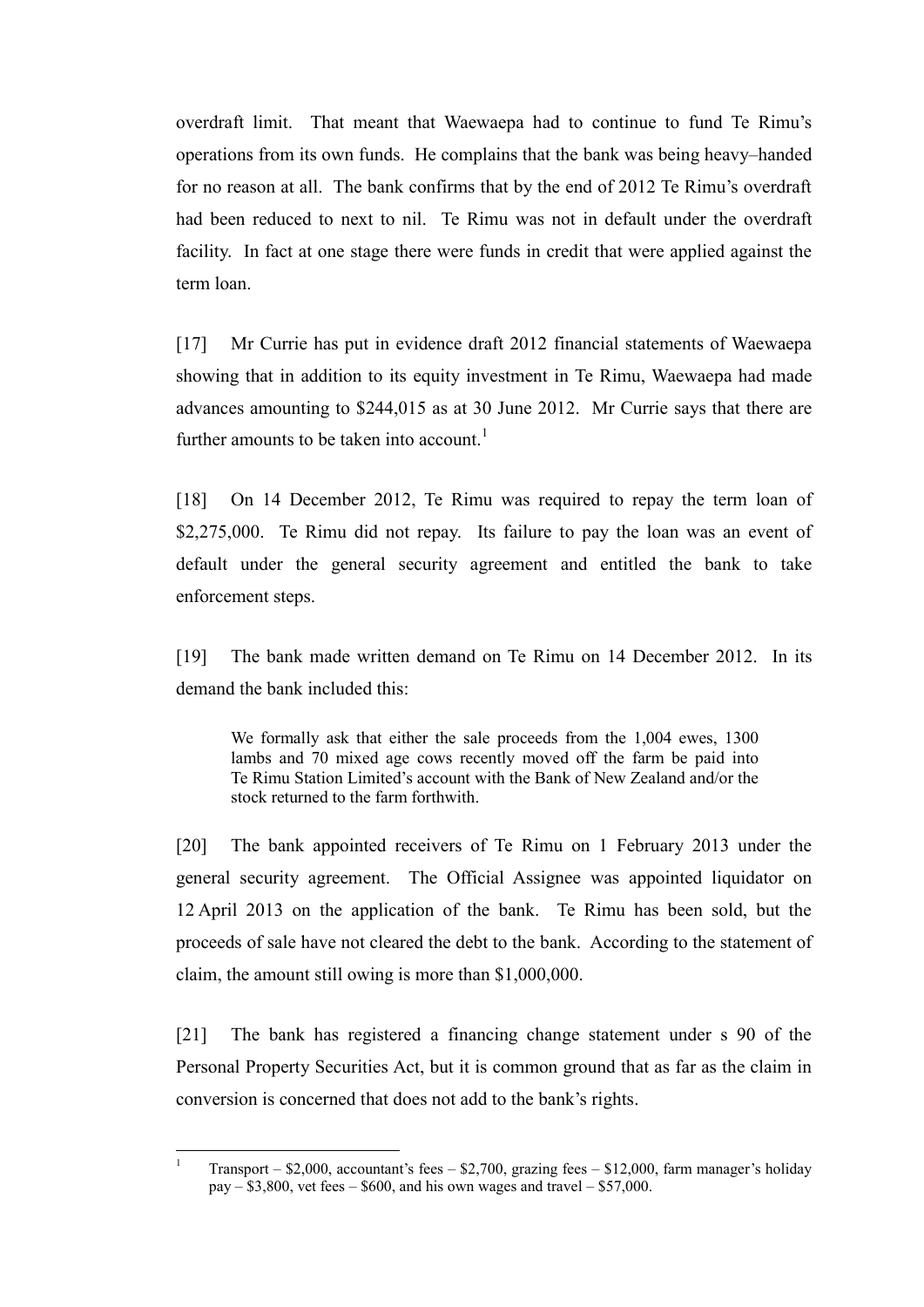overdraft limit. That meant that Waewaepa had to continue to fund Te Rimu's operations from its own funds. He complains that the bank was being heavy–handed for no reason at all. The bank confirms that by the end of 2012 Te Rimu's overdraft had been reduced to next to nil. Te Rimu was not in default under the overdraft facility. In fact at one stage there were funds in credit that were applied against the term loan.

[17] Mr Currie has put in evidence draft 2012 financial statements of Waewaepa showing that in addition to its equity investment in Te Rimu, Waewaepa had made advances amounting to $244,015 as at 30 June 2012. Mr Currie says that there are further amounts to be taken into account.[1]

[18] On 14 December 2012, Te Rimu was required to repay the term loan of $2,275,000. Te Rimu did not repay. Its failure to pay the loan was an event of default under the general security agreement and entitled the bank to take enforcement steps.

[19] The bank made written demand on Te Rimu on 14 December 2012. In its demand the bank included this:

> We formally ask that either the sale proceeds from the 1,004 ewes, 1300 lambs and 70 mixed age cows recently moved off the farm be paid into Te Rimu Station Limited's account with the Bank of New Zealand and/or the stock returned to the farm forthwith.

[20] The bank appointed receivers of Te Rimu on 1 February 2013 under the general security agreement. The Official Assignee was appointed liquidator on 12 April 2013 on the application of the bank. Te Rimu has been sold, but the proceeds of sale have not cleared the debt to the bank. According to the statement of claim, the amount still owing is more than $1,000,000.

[21] The bank has registered a financing change statement under s 90 of the Personal Property Securities Act, but it is common ground that as far as the claim in conversion is concerned that does not add to the bank's rights.

---

[1] Transport – $2,000, accountant's fees – $2,700, grazing fees – $12,000, farm manager's holiday pay – $3,800, vet fees – $600, and his own wages and travel – $57,000.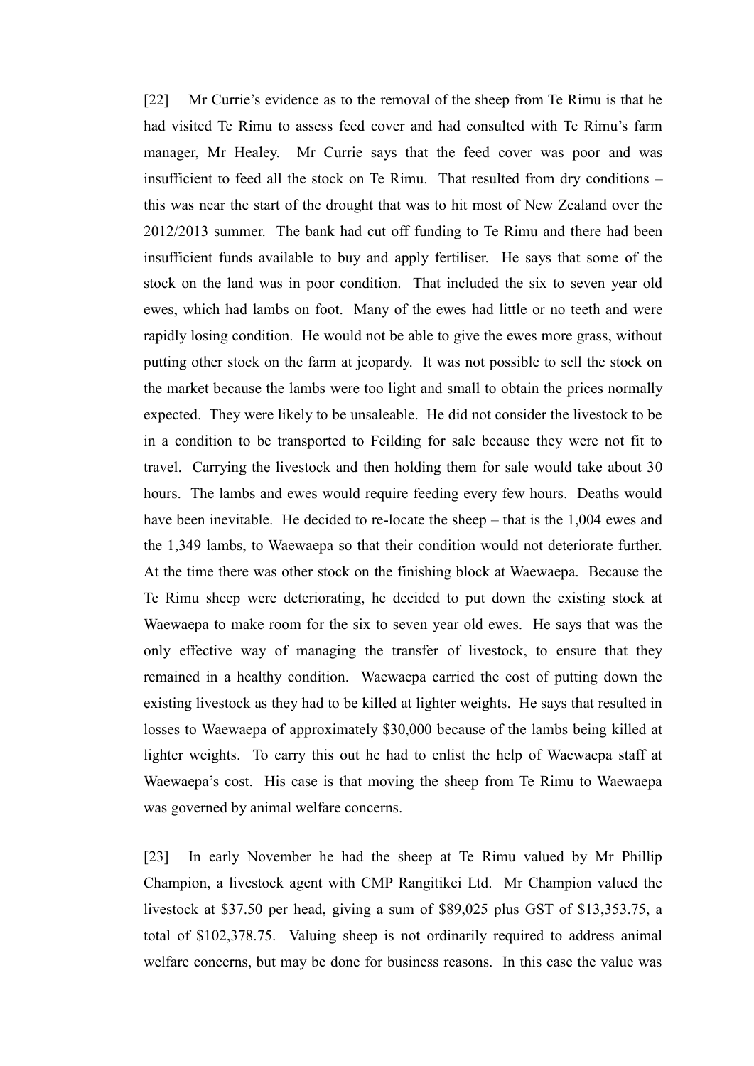[22] Mr Currie's evidence as to the removal of the sheep from Te Rimu is that he had visited Te Rimu to assess feed cover and had consulted with Te Rimu's farm manager, Mr Healey. Mr Currie says that the feed cover was poor and was insufficient to feed all the stock on Te Rimu. That resulted from dry conditions – this was near the start of the drought that was to hit most of New Zealand over the 2012/2013 summer. The bank had cut off funding to Te Rimu and there had been insufficient funds available to buy and apply fertiliser. He says that some of the stock on the land was in poor condition. That included the six to seven year old ewes, which had lambs on foot. Many of the ewes had little or no teeth and were rapidly losing condition. He would not be able to give the ewes more grass, without putting other stock on the farm at jeopardy. It was not possible to sell the stock on the market because the lambs were too light and small to obtain the prices normally expected. They were likely to be unsaleable. He did not consider the livestock to be in a condition to be transported to Feilding for sale because they were not fit to travel. Carrying the livestock and then holding them for sale would take about 30 hours. The lambs and ewes would require feeding every few hours. Deaths would have been inevitable. He decided to re-locate the sheep – that is the 1,004 ewes and the 1,349 lambs, to Waewaepa so that their condition would not deteriorate further. At the time there was other stock on the finishing block at Waewaepa. Because the Te Rimu sheep were deteriorating, he decided to put down the existing stock at Waewaepa to make room for the six to seven year old ewes. He says that was the only effective way of managing the transfer of livestock, to ensure that they remained in a healthy condition. Waewaepa carried the cost of putting down the existing livestock as they had to be killed at lighter weights. He says that resulted in losses to Waewaepa of approximately $30,000 because of the lambs being killed at lighter weights. To carry this out he had to enlist the help of Waewaepa staff at Waewaepa's cost. His case is that moving the sheep from Te Rimu to Waewaepa was governed by animal welfare concerns.

[23] In early November he had the sheep at Te Rimu valued by Mr Phillip Champion, a livestock agent with CMP Rangitikei Ltd. Mr Champion valued the livestock at $37.50 per head, giving a sum of $89,025 plus GST of $13,353.75, a total of $102,378.75. Valuing sheep is not ordinarily required to address animal welfare concerns, but may be done for business reasons. In this case the value was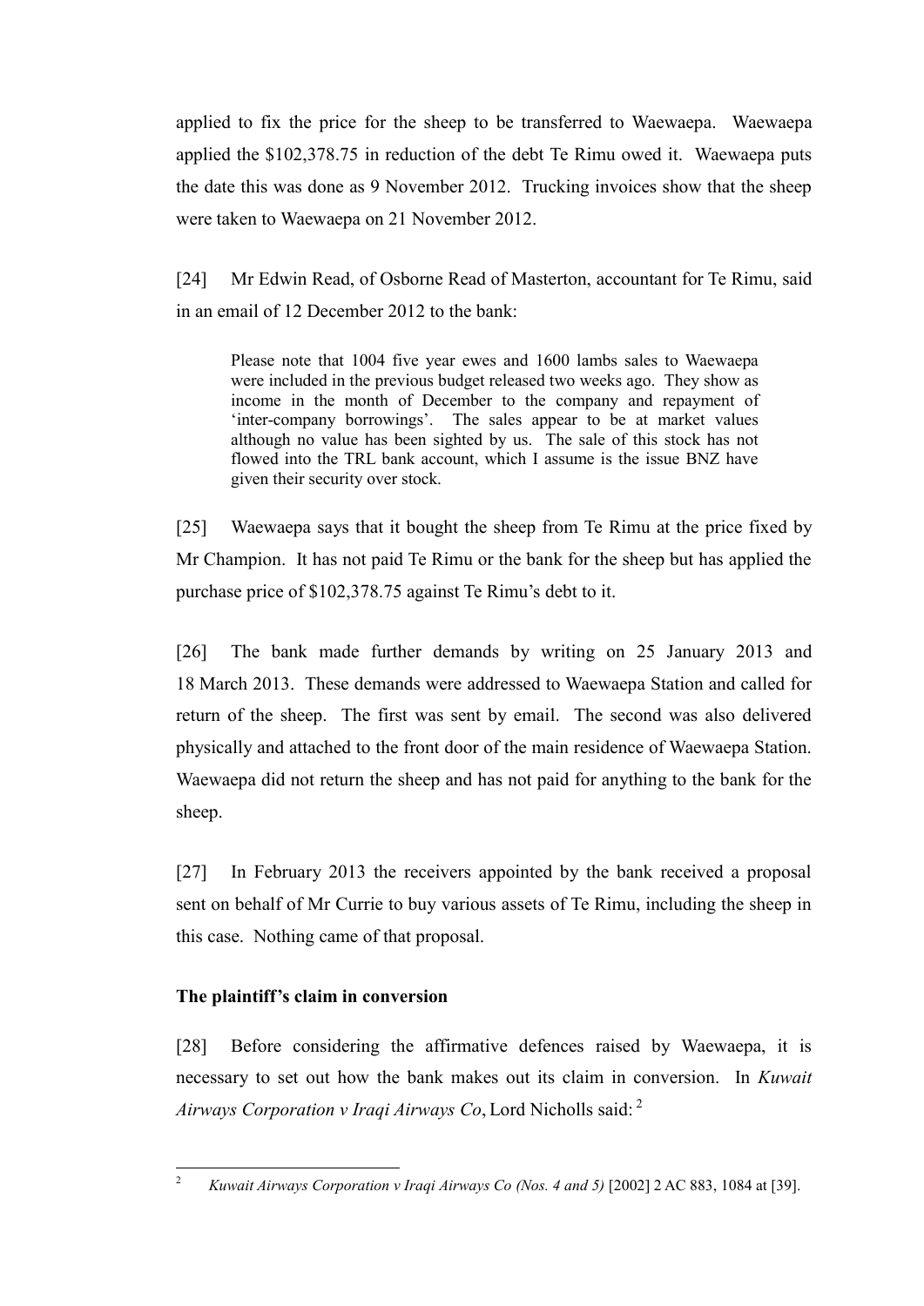applied to fix the price for the sheep to be transferred to Waewaepa. Waewaepa applied the $102,378.75 in reduction of the debt Te Rimu owed it. Waewaepa puts the date this was done as 9 November 2012. Trucking invoices show that the sheep were taken to Waewaepa on 21 November 2012.

[24] Mr Edwin Read, of Osborne Read of Masterton, accountant for Te Rimu, said in an email of 12 December 2012 to the bank:

> Please note that 1004 five year ewes and 1600 lambs sales to Waewaepa were included in the previous budget released two weeks ago. They show as income in the month of December to the company and repayment of 'inter-company borrowings'. The sales appear to be at market values although no value has been sighted by us. The sale of this stock has not flowed into the TRL bank account, which I assume is the issue BNZ have given their security over stock.

[25] Waewaepa says that it bought the sheep from Te Rimu at the price fixed by Mr Champion. It has not paid Te Rimu or the bank for the sheep but has applied the purchase price of $102,378.75 against Te Rimu's debt to it.

[26] The bank made further demands by writing on 25 January 2013 and 18 March 2013. These demands were addressed to Waewaepa Station and called for return of the sheep. The first was sent by email. The second was also delivered physically and attached to the front door of the main residence of Waewaepa Station. Waewaepa did not return the sheep and has not paid for anything to the bank for the sheep.

[27] In February 2013 the receivers appointed by the bank received a proposal sent on behalf of Mr Currie to buy various assets of Te Rimu, including the sheep in this case. Nothing came of that proposal.

### The plaintiff's claim in conversion

[28] Before considering the affirmative defences raised by Waewaepa, it is necessary to set out how the bank makes out its claim in conversion. In *Kuwait Airways Corporation v Iraqi Airways Co*, Lord Nicholls said: [2]

---

[2] *Kuwait Airways Corporation v Iraqi Airways Co (Nos. 4 and 5)* [2002] 2 AC 883, 1084 at [39].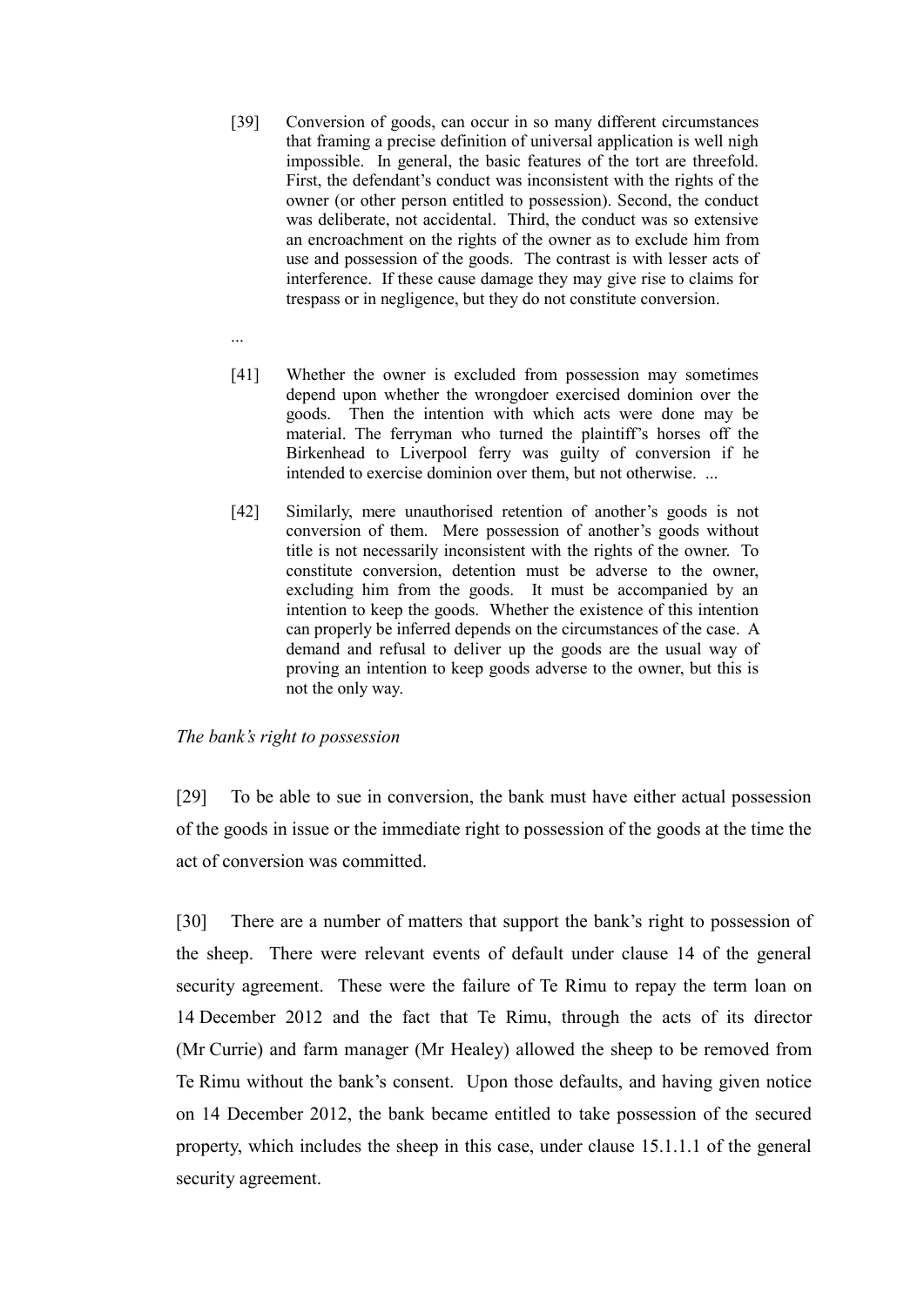> [39] Conversion of goods, can occur in so many different circumstances that framing a precise definition of universal application is well nigh impossible. In general, the basic features of the tort are threefold. First, the defendant's conduct was inconsistent with the rights of the owner (or other person entitled to possession). Second, the conduct was deliberate, not accidental. Third, the conduct was so extensive an encroachment on the rights of the owner as to exclude him from use and possession of the goods. The contrast is with lesser acts of interference. If these cause damage they may give rise to claims for trespass or in negligence, but they do not constitute conversion.
>
> ...
>
> [41] Whether the owner is excluded from possession may sometimes depend upon whether the wrongdoer exercised dominion over the goods. Then the intention with which acts were done may be material. The ferryman who turned the plaintiff's horses off the Birkenhead to Liverpool ferry was guilty of conversion if he intended to exercise dominion over them, but not otherwise. ...
>
> [42] Similarly, mere unauthorised retention of another's goods is not conversion of them. Mere possession of another's goods without title is not necessarily inconsistent with the rights of the owner. To constitute conversion, detention must be adverse to the owner, excluding him from the goods. It must be accompanied by an intention to keep the goods. Whether the existence of this intention can properly be inferred depends on the circumstances of the case. A demand and refusal to deliver up the goods are the usual way of proving an intention to keep goods adverse to the owner, but this is not the only way.

*The bank's right to possession*

[29] To be able to sue in conversion, the bank must have either actual possession of the goods in issue or the immediate right to possession of the goods at the time the act of conversion was committed.

[30] There are a number of matters that support the bank's right to possession of the sheep. There were relevant events of default under clause 14 of the general security agreement. These were the failure of Te Rimu to repay the term loan on 14 December 2012 and the fact that Te Rimu, through the acts of its director (Mr Currie) and farm manager (Mr Healey) allowed the sheep to be removed from Te Rimu without the bank's consent. Upon those defaults, and having given notice on 14 December 2012, the bank became entitled to take possession of the secured property, which includes the sheep in this case, under clause 15.1.1.1 of the general security agreement.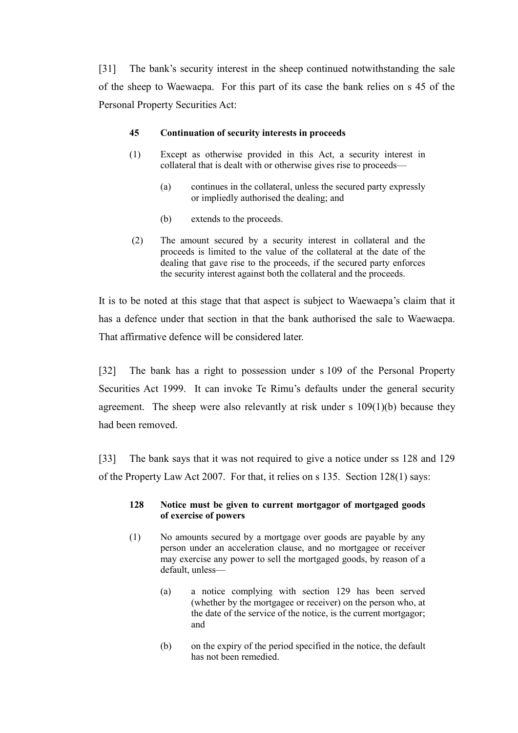[31] The bank's security interest in the sheep continued notwithstanding the sale of the sheep to Waewaepa. For this part of its case the bank relies on s 45 of the Personal Property Securities Act:

> **45 Continuation of security interests in proceeds**
>
> (1) Except as otherwise provided in this Act, a security interest in collateral that is dealt with or otherwise gives rise to proceeds—
>
> (a) continues in the collateral, unless the secured party expressly or impliedly authorised the dealing; and
>
> (b) extends to the proceeds.
>
> (2) The amount secured by a security interest in collateral and the proceeds is limited to the value of the collateral at the date of the dealing that gave rise to the proceeds, if the secured party enforces the security interest against both the collateral and the proceeds.

It is to be noted at this stage that that aspect is subject to Waewaepa's claim that it has a defence under that section in that the bank authorised the sale to Waewaepa. That affirmative defence will be considered later.

[32] The bank has a right to possession under s 109 of the Personal Property Securities Act 1999. It can invoke Te Rimu's defaults under the general security agreement. The sheep were also relevantly at risk under s 109(1)(b) because they had been removed.

[33] The bank says that it was not required to give a notice under ss 128 and 129 of the Property Law Act 2007. For that, it relies on s 135. Section 128(1) says:

> **128 Notice must be given to current mortgagor of mortgaged goods of exercise of powers**
>
> (1) No amounts secured by a mortgage over goods are payable by any person under an acceleration clause, and no mortgagee or receiver may exercise any power to sell the mortgaged goods, by reason of a default, unless—
>
> (a) a notice complying with section 129 has been served (whether by the mortgagee or receiver) on the person who, at the date of the service of the notice, is the current mortgagor; and
>
> (b) on the expiry of the period specified in the notice, the default has not been remedied.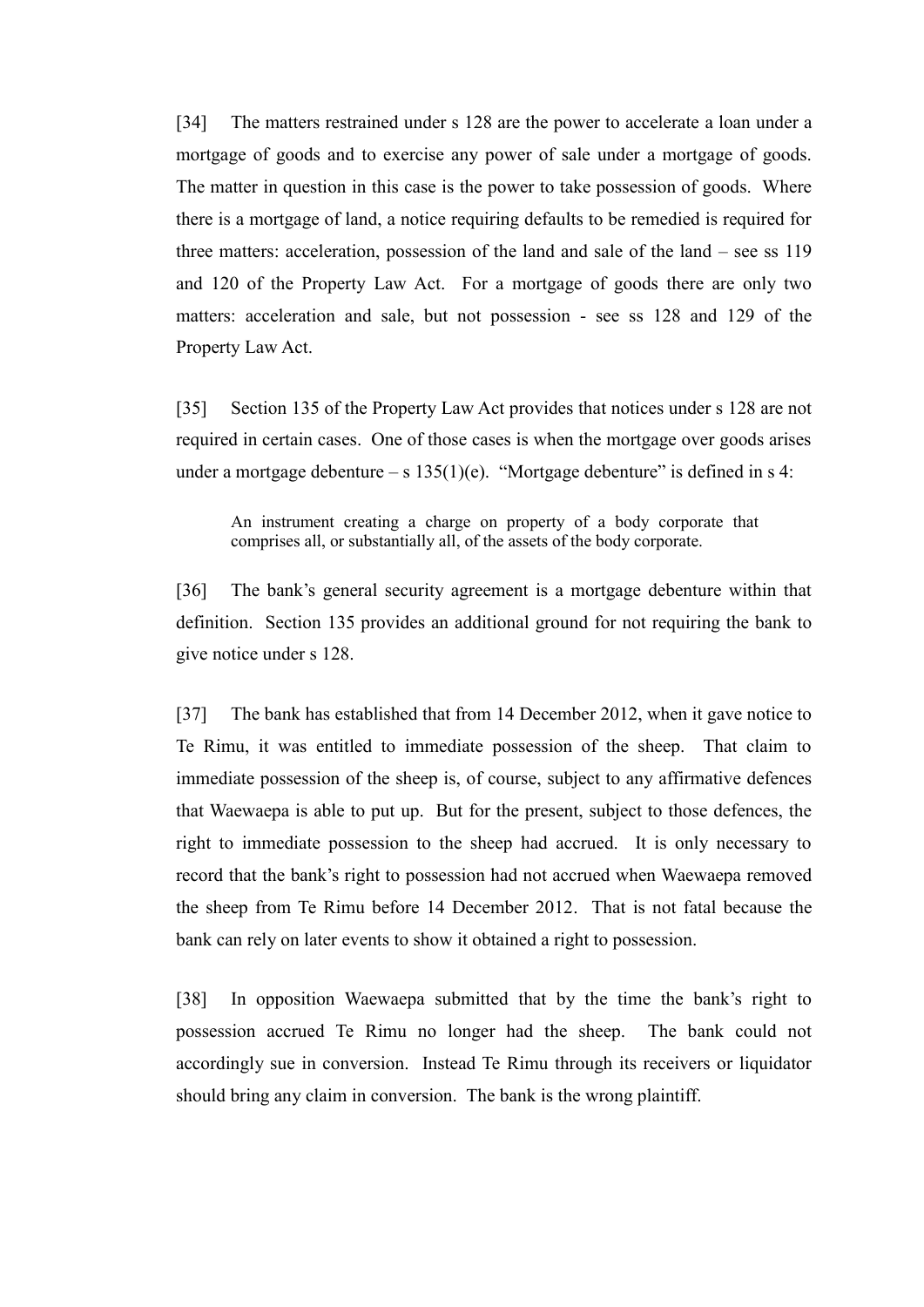[34] The matters restrained under s 128 are the power to accelerate a loan under a mortgage of goods and to exercise any power of sale under a mortgage of goods. The matter in question in this case is the power to take possession of goods. Where there is a mortgage of land, a notice requiring defaults to be remedied is required for three matters: acceleration, possession of the land and sale of the land – see ss 119 and 120 of the Property Law Act. For a mortgage of goods there are only two matters: acceleration and sale, but not possession - see ss 128 and 129 of the Property Law Act.

[35] Section 135 of the Property Law Act provides that notices under s 128 are not required in certain cases. One of those cases is when the mortgage over goods arises under a mortgage debenture – s 135(1)(e). "Mortgage debenture" is defined in s 4:

> An instrument creating a charge on property of a body corporate that comprises all, or substantially all, of the assets of the body corporate.

[36] The bank's general security agreement is a mortgage debenture within that definition. Section 135 provides an additional ground for not requiring the bank to give notice under s 128.

[37] The bank has established that from 14 December 2012, when it gave notice to Te Rimu, it was entitled to immediate possession of the sheep. That claim to immediate possession of the sheep is, of course, subject to any affirmative defences that Waewaepa is able to put up. But for the present, subject to those defences, the right to immediate possession to the sheep had accrued. It is only necessary to record that the bank's right to possession had not accrued when Waewaepa removed the sheep from Te Rimu before 14 December 2012. That is not fatal because the bank can rely on later events to show it obtained a right to possession.

[38] In opposition Waewaepa submitted that by the time the bank's right to possession accrued Te Rimu no longer had the sheep. The bank could not accordingly sue in conversion. Instead Te Rimu through its receivers or liquidator should bring any claim in conversion. The bank is the wrong plaintiff.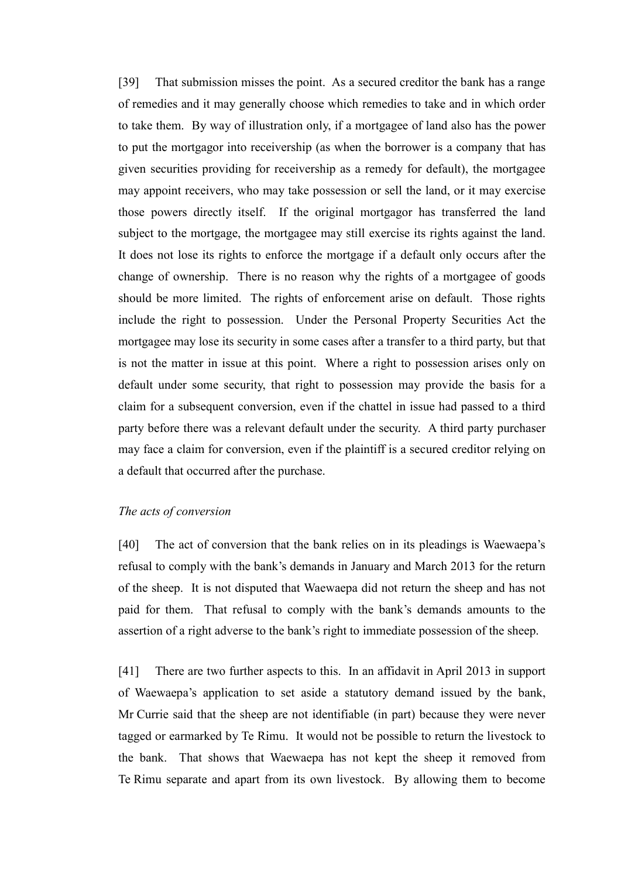[39] That submission misses the point. As a secured creditor the bank has a range of remedies and it may generally choose which remedies to take and in which order to take them. By way of illustration only, if a mortgagee of land also has the power to put the mortgagor into receivership (as when the borrower is a company that has given securities providing for receivership as a remedy for default), the mortgagee may appoint receivers, who may take possession or sell the land, or it may exercise those powers directly itself. If the original mortgagor has transferred the land subject to the mortgage, the mortgagee may still exercise its rights against the land. It does not lose its rights to enforce the mortgage if a default only occurs after the change of ownership. There is no reason why the rights of a mortgagee of goods should be more limited. The rights of enforcement arise on default. Those rights include the right to possession. Under the Personal Property Securities Act the mortgagee may lose its security in some cases after a transfer to a third party, but that is not the matter in issue at this point. Where a right to possession arises only on default under some security, that right to possession may provide the basis for a claim for a subsequent conversion, even if the chattel in issue had passed to a third party before there was a relevant default under the security. A third party purchaser may face a claim for conversion, even if the plaintiff is a secured creditor relying on a default that occurred after the purchase.

*The acts of conversion*

[40] The act of conversion that the bank relies on in its pleadings is Waewaepa's refusal to comply with the bank's demands in January and March 2013 for the return of the sheep. It is not disputed that Waewaepa did not return the sheep and has not paid for them. That refusal to comply with the bank's demands amounts to the assertion of a right adverse to the bank's right to immediate possession of the sheep.

[41] There are two further aspects to this. In an affidavit in April 2013 in support of Waewaepa's application to set aside a statutory demand issued by the bank, Mr Currie said that the sheep are not identifiable (in part) because they were never tagged or earmarked by Te Rimu. It would not be possible to return the livestock to the bank. That shows that Waewaepa has not kept the sheep it removed from Te Rimu separate and apart from its own livestock. By allowing them to become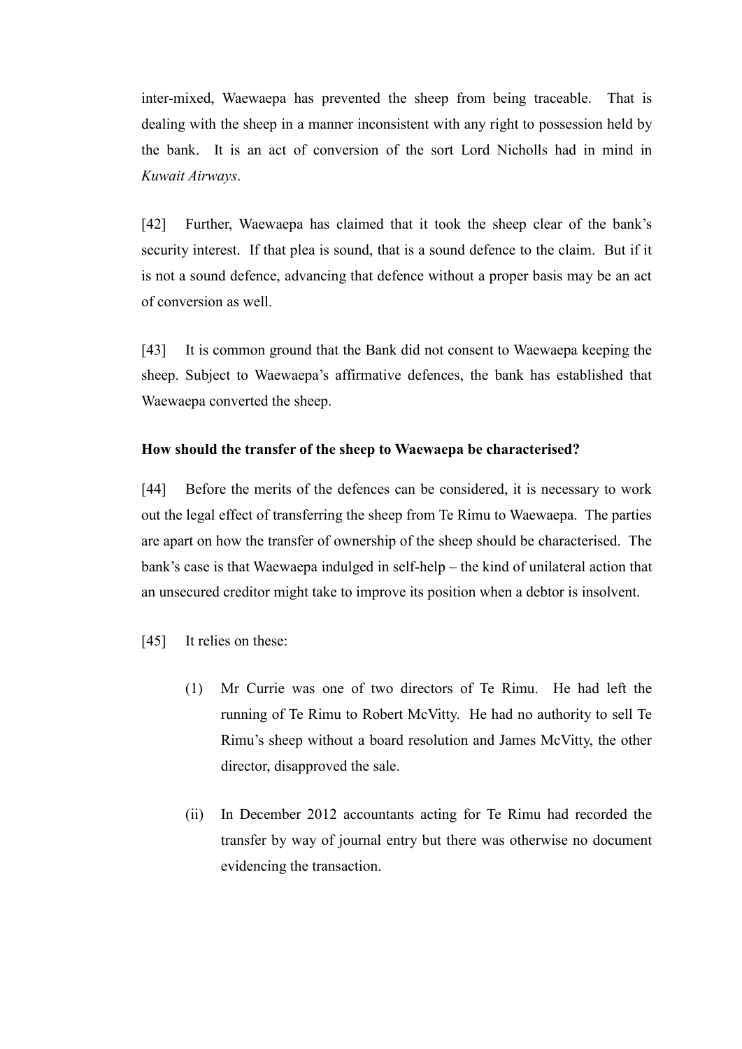inter-mixed, Waewaepa has prevented the sheep from being traceable. That is dealing with the sheep in a manner inconsistent with any right to possession held by the bank. It is an act of conversion of the sort Lord Nicholls had in mind in *Kuwait Airways*.

[42] Further, Waewaepa has claimed that it took the sheep clear of the bank's security interest. If that plea is sound, that is a sound defence to the claim. But if it is not a sound defence, advancing that defence without a proper basis may be an act of conversion as well.

[43] It is common ground that the Bank did not consent to Waewaepa keeping the sheep. Subject to Waewaepa's affirmative defences, the bank has established that Waewaepa converted the sheep.

**How should the transfer of the sheep to Waewaepa be characterised?**

[44] Before the merits of the defences can be considered, it is necessary to work out the legal effect of transferring the sheep from Te Rimu to Waewaepa. The parties are apart on how the transfer of ownership of the sheep should be characterised. The bank's case is that Waewaepa indulged in self-help – the kind of unilateral action that an unsecured creditor might take to improve its position when a debtor is insolvent.

[45] It relies on these:

(1) Mr Currie was one of two directors of Te Rimu. He had left the running of Te Rimu to Robert McVitty. He had no authority to sell Te Rimu's sheep without a board resolution and James McVitty, the other director, disapproved the sale.

(ii) In December 2012 accountants acting for Te Rimu had recorded the transfer by way of journal entry but there was otherwise no document evidencing the transaction.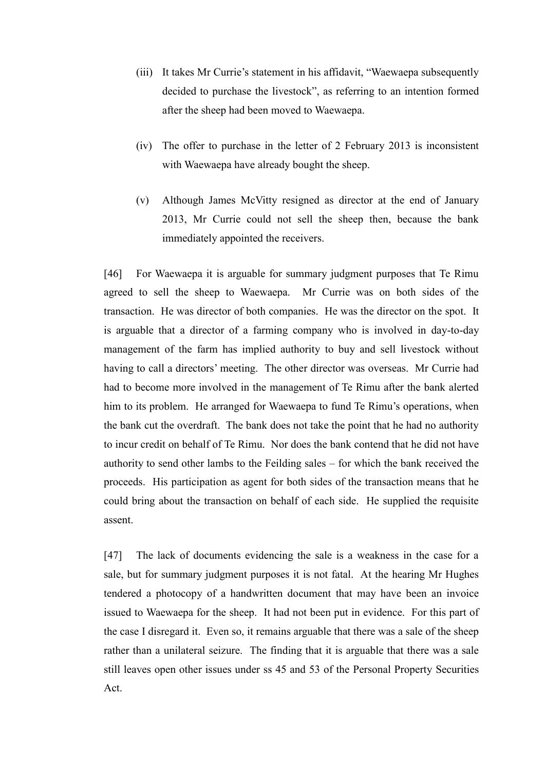(iii) It takes Mr Currie's statement in his affidavit, "Waewaepa subsequently decided to purchase the livestock", as referring to an intention formed after the sheep had been moved to Waewaepa.

(iv) The offer to purchase in the letter of 2 February 2013 is inconsistent with Waewaepa have already bought the sheep.

(v) Although James McVitty resigned as director at the end of January 2013, Mr Currie could not sell the sheep then, because the bank immediately appointed the receivers.

[46] For Waewaepa it is arguable for summary judgment purposes that Te Rimu agreed to sell the sheep to Waewaepa. Mr Currie was on both sides of the transaction. He was director of both companies. He was the director on the spot. It is arguable that a director of a farming company who is involved in day-to-day management of the farm has implied authority to buy and sell livestock without having to call a directors' meeting. The other director was overseas. Mr Currie had had to become more involved in the management of Te Rimu after the bank alerted him to its problem. He arranged for Waewaepa to fund Te Rimu's operations, when the bank cut the overdraft. The bank does not take the point that he had no authority to incur credit on behalf of Te Rimu. Nor does the bank contend that he did not have authority to send other lambs to the Feilding sales – for which the bank received the proceeds. His participation as agent for both sides of the transaction means that he could bring about the transaction on behalf of each side. He supplied the requisite assent.

[47] The lack of documents evidencing the sale is a weakness in the case for a sale, but for summary judgment purposes it is not fatal. At the hearing Mr Hughes tendered a photocopy of a handwritten document that may have been an invoice issued to Waewaepa for the sheep. It had not been put in evidence. For this part of the case I disregard it. Even so, it remains arguable that there was a sale of the sheep rather than a unilateral seizure. The finding that it is arguable that there was a sale still leaves open other issues under ss 45 and 53 of the Personal Property Securities Act.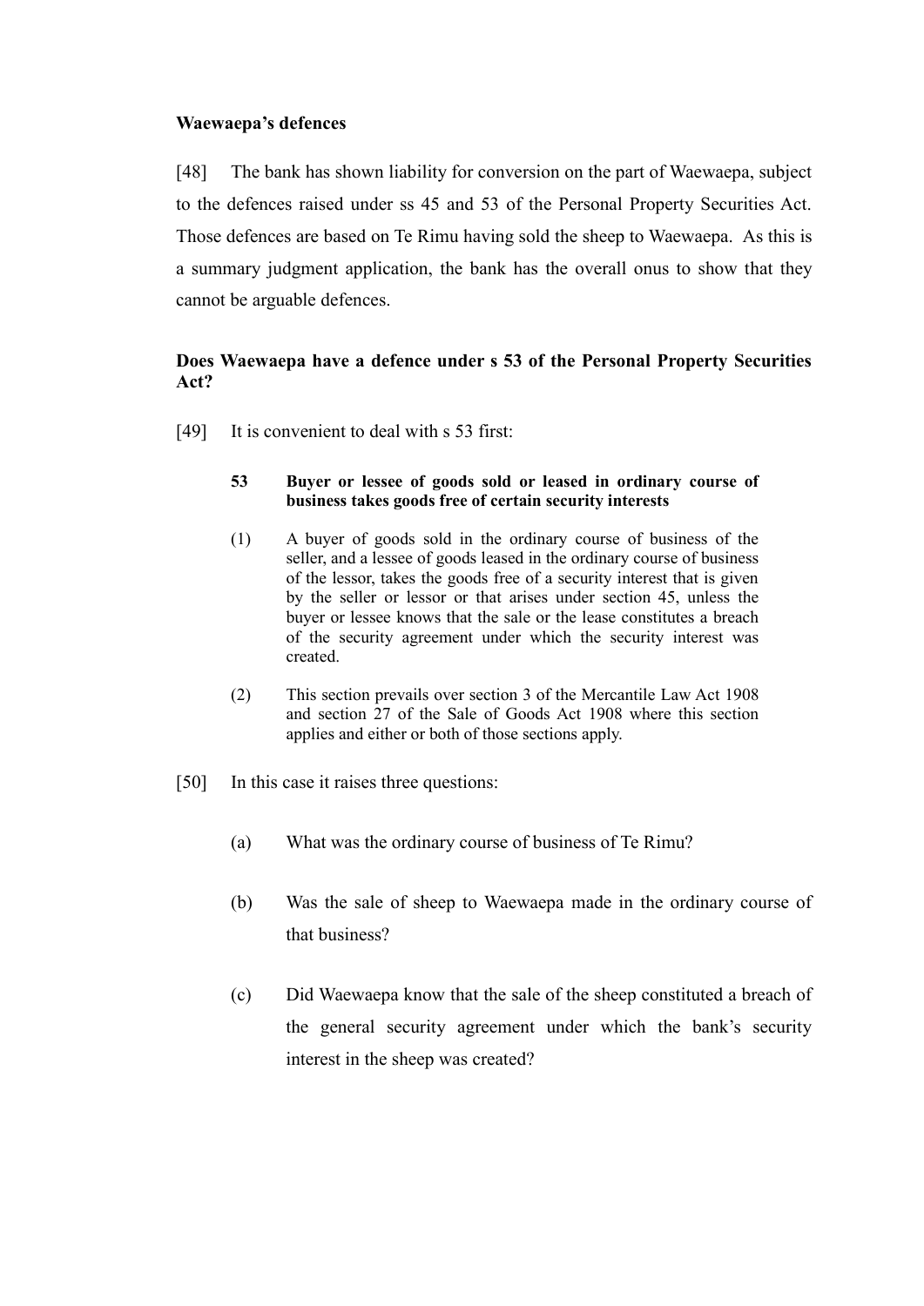**Waewaepa's defences**

[48] The bank has shown liability for conversion on the part of Waewaepa, subject to the defences raised under ss 45 and 53 of the Personal Property Securities Act. Those defences are based on Te Rimu having sold the sheep to Waewaepa. As this is a summary judgment application, the bank has the overall onus to show that they cannot be arguable defences.

**Does Waewaepa have a defence under s 53 of the Personal Property Securities Act?**

[49] It is convenient to deal with s 53 first:

> **53 Buyer or lessee of goods sold or leased in ordinary course of business takes goods free of certain security interests**
>
> (1) A buyer of goods sold in the ordinary course of business of the seller, and a lessee of goods leased in the ordinary course of business of the lessor, takes the goods free of a security interest that is given by the seller or lessor or that arises under section 45, unless the buyer or lessee knows that the sale or the lease constitutes a breach of the security agreement under which the security interest was created.
>
> (2) This section prevails over section 3 of the Mercantile Law Act 1908 and section 27 of the Sale of Goods Act 1908 where this section applies and either or both of those sections apply.

[50] In this case it raises three questions:

(a) What was the ordinary course of business of Te Rimu?

(b) Was the sale of sheep to Waewaepa made in the ordinary course of that business?

(c) Did Waewaepa know that the sale of the sheep constituted a breach of the general security agreement under which the bank's security interest in the sheep was created?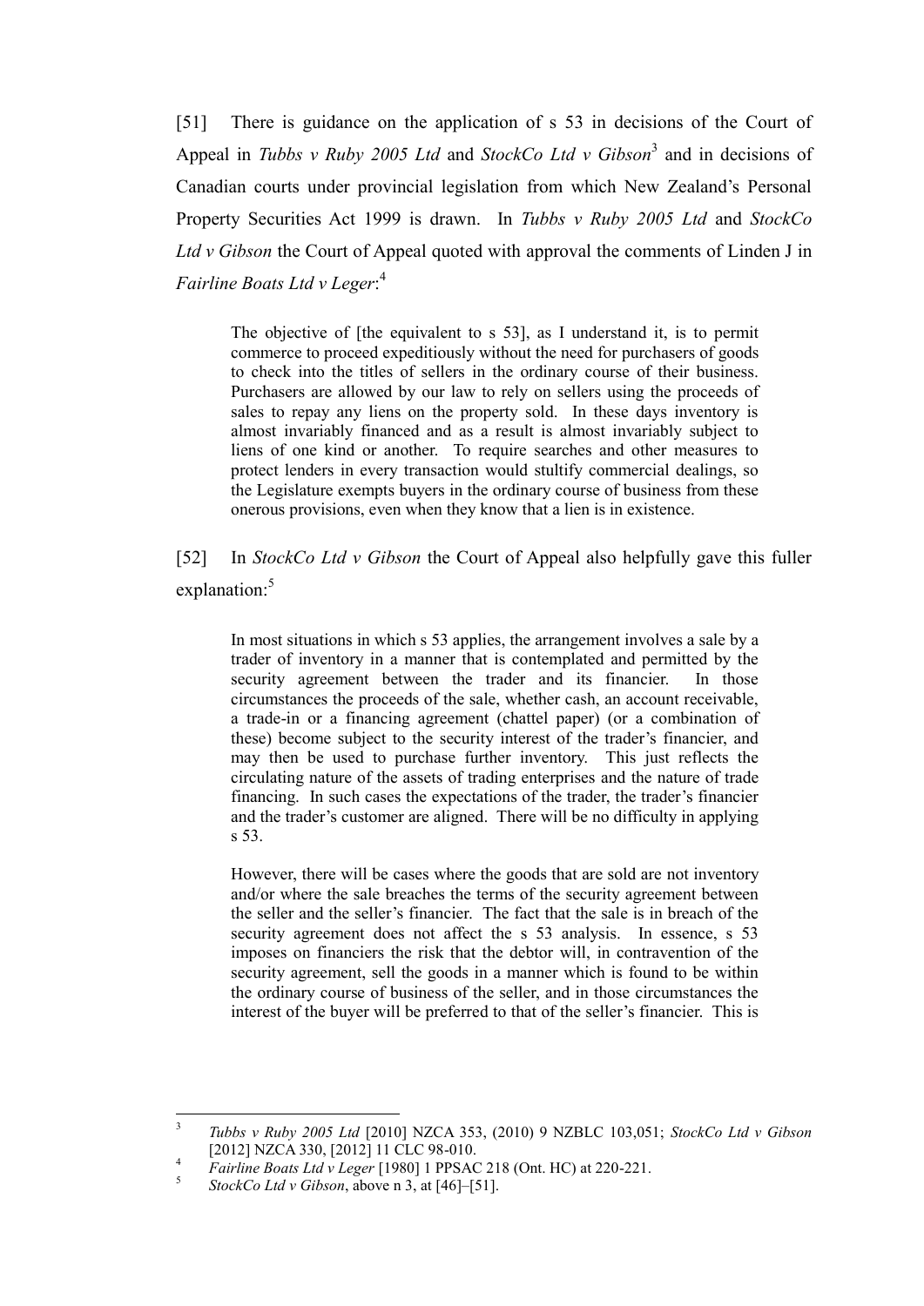[51] There is guidance on the application of s 53 in decisions of the Court of Appeal in *Tubbs v Ruby 2005 Ltd* and *StockCo Ltd v Gibson*[3] and in decisions of Canadian courts under provincial legislation from which New Zealand's Personal Property Securities Act 1999 is drawn. In *Tubbs v Ruby 2005 Ltd* and *StockCo Ltd v Gibson* the Court of Appeal quoted with approval the comments of Linden J in *Fairline Boats Ltd v Leger*:[4]

> The objective of [the equivalent to s 53], as I understand it, is to permit commerce to proceed expeditiously without the need for purchasers of goods to check into the titles of sellers in the ordinary course of their business. Purchasers are allowed by our law to rely on sellers using the proceeds of sales to repay any liens on the property sold. In these days inventory is almost invariably financed and as a result is almost invariably subject to liens of one kind or another. To require searches and other measures to protect lenders in every transaction would stultify commercial dealings, so the Legislature exempts buyers in the ordinary course of business from these onerous provisions, even when they know that a lien is in existence.

[52] In *StockCo Ltd v Gibson* the Court of Appeal also helpfully gave this fuller explanation:[5]

> In most situations in which s 53 applies, the arrangement involves a sale by a trader of inventory in a manner that is contemplated and permitted by the security agreement between the trader and its financier. In those circumstances the proceeds of the sale, whether cash, an account receivable, a trade-in or a financing agreement (chattel paper) (or a combination of these) become subject to the security interest of the trader's financier, and may then be used to purchase further inventory. This just reflects the circulating nature of the assets of trading enterprises and the nature of trade financing. In such cases the expectations of the trader, the trader's financier and the trader's customer are aligned. There will be no difficulty in applying s 53.
>
> However, there will be cases where the goods that are sold are not inventory and/or where the sale breaches the terms of the security agreement between the seller and the seller's financier. The fact that the sale is in breach of the security agreement does not affect the s 53 analysis. In essence, s 53 imposes on financiers the risk that the debtor will, in contravention of the security agreement, sell the goods in a manner which is found to be within the ordinary course of business of the seller, and in those circumstances the interest of the buyer will be preferred to that of the seller's financier. This is

---

[3] *Tubbs v Ruby 2005 Ltd* [2010] NZCA 353, (2010) 9 NZBLC 103,051; *StockCo Ltd v Gibson* [2012] NZCA 330, [2012] 11 CLC 98-010.

[4] *Fairline Boats Ltd v Leger* [1980] 1 PPSAC 218 (Ont. HC) at 220-221.

[5] *StockCo Ltd v Gibson*, above n 3, at [46]–[51].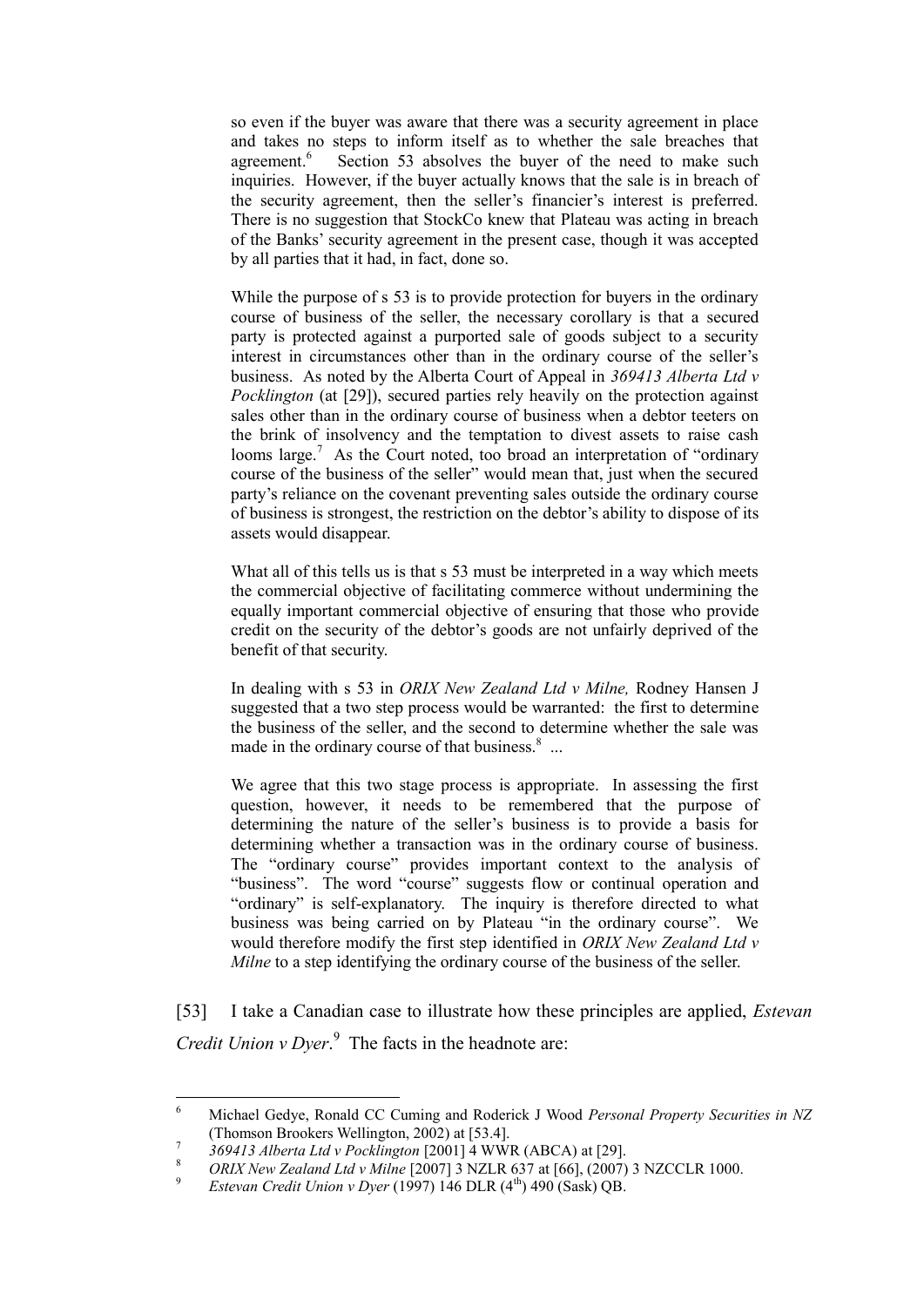> so even if the buyer was aware that there was a security agreement in place and takes no steps to inform itself as to whether the sale breaches that agreement.[6] Section 53 absolves the buyer of the need to make such inquiries. However, if the buyer actually knows that the sale is in breach of the security agreement, then the seller's financier's interest is preferred. There is no suggestion that StockCo knew that Plateau was acting in breach of the Banks' security agreement in the present case, though it was accepted by all parties that it had, in fact, done so.
>
> While the purpose of s 53 is to provide protection for buyers in the ordinary course of business of the seller, the necessary corollary is that a secured party is protected against a purported sale of goods subject to a security interest in circumstances other than in the ordinary course of the seller's business. As noted by the Alberta Court of Appeal in *369413 Alberta Ltd v Pocklington* (at [29]), secured parties rely heavily on the protection against sales other than in the ordinary course of business when a debtor teeters on the brink of insolvency and the temptation to divest assets to raise cash looms large.[7] As the Court noted, too broad an interpretation of "ordinary course of the business of the seller" would mean that, just when the secured party's reliance on the covenant preventing sales outside the ordinary course of business is strongest, the restriction on the debtor's ability to dispose of its assets would disappear.
>
> What all of this tells us is that s 53 must be interpreted in a way which meets the commercial objective of facilitating commerce without undermining the equally important commercial objective of ensuring that those who provide credit on the security of the debtor's goods are not unfairly deprived of the benefit of that security.
>
> In dealing with s 53 in *ORIX New Zealand Ltd v Milne,* Rodney Hansen J suggested that a two step process would be warranted: the first to determine the business of the seller, and the second to determine whether the sale was made in the ordinary course of that business.[8] ...
>
> We agree that this two stage process is appropriate. In assessing the first question, however, it needs to be remembered that the purpose of determining the nature of the seller's business is to provide a basis for determining whether a transaction was in the ordinary course of business. The "ordinary course" provides important context to the analysis of "business". The word "course" suggests flow or continual operation and "ordinary" is self-explanatory. The inquiry is therefore directed to what business was being carried on by Plateau "in the ordinary course". We would therefore modify the first step identified in *ORIX New Zealand Ltd v Milne* to a step identifying the ordinary course of the business of the seller.

[53] I take a Canadian case to illustrate how these principles are applied, *Estevan Credit Union v Dyer*.[9] The facts in the headnote are:

---

[6] Michael Gedye, Ronald CC Cuming and Roderick J Wood *Personal Property Securities in NZ* (Thomson Brookers Wellington, 2002) at [53.4].

[7] *369413 Alberta Ltd v Pocklington* [2001] 4 WWR (ABCA) at [29].

[8] *ORIX New Zealand Ltd v Milne* [2007] 3 NZLR 637 at [66], (2007) 3 NZCCLR 1000.

[9] *Estevan Credit Union v Dyer* (1997) 146 DLR (4th) 490 (Sask) QB.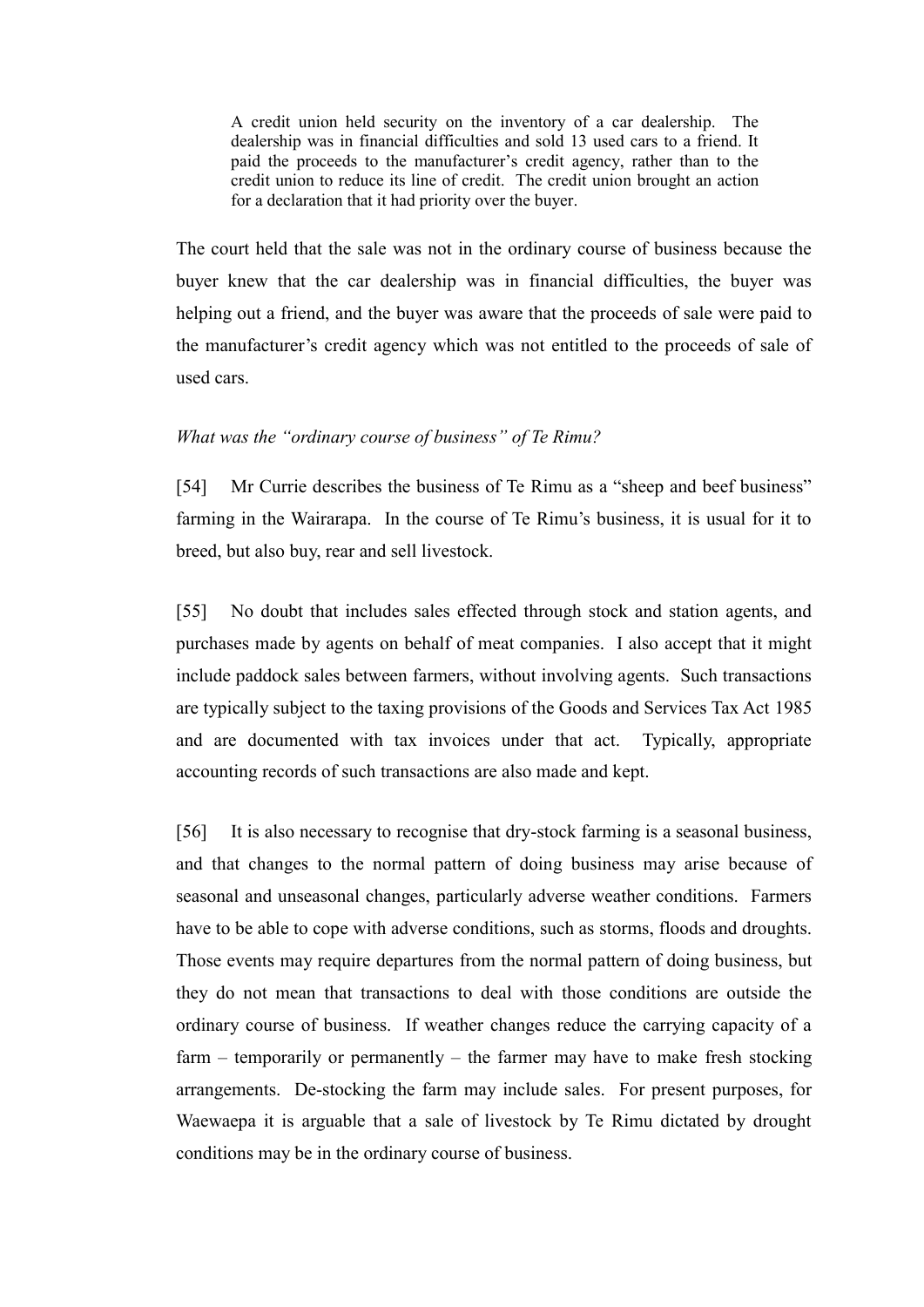> A credit union held security on the inventory of a car dealership. The dealership was in financial difficulties and sold 13 used cars to a friend. It paid the proceeds to the manufacturer's credit agency, rather than to the credit union to reduce its line of credit. The credit union brought an action for a declaration that it had priority over the buyer.

The court held that the sale was not in the ordinary course of business because the buyer knew that the car dealership was in financial difficulties, the buyer was helping out a friend, and the buyer was aware that the proceeds of sale were paid to the manufacturer's credit agency which was not entitled to the proceeds of sale of used cars.

*What was the "ordinary course of business" of Te Rimu?*

[54] Mr Currie describes the business of Te Rimu as a "sheep and beef business" farming in the Wairarapa. In the course of Te Rimu's business, it is usual for it to breed, but also buy, rear and sell livestock.

[55] No doubt that includes sales effected through stock and station agents, and purchases made by agents on behalf of meat companies. I also accept that it might include paddock sales between farmers, without involving agents. Such transactions are typically subject to the taxing provisions of the Goods and Services Tax Act 1985 and are documented with tax invoices under that act. Typically, appropriate accounting records of such transactions are also made and kept.

[56] It is also necessary to recognise that dry-stock farming is a seasonal business, and that changes to the normal pattern of doing business may arise because of seasonal and unseasonal changes, particularly adverse weather conditions. Farmers have to be able to cope with adverse conditions, such as storms, floods and droughts. Those events may require departures from the normal pattern of doing business, but they do not mean that transactions to deal with those conditions are outside the ordinary course of business. If weather changes reduce the carrying capacity of a farm – temporarily or permanently – the farmer may have to make fresh stocking arrangements. De-stocking the farm may include sales. For present purposes, for Waewaepa it is arguable that a sale of livestock by Te Rimu dictated by drought conditions may be in the ordinary course of business.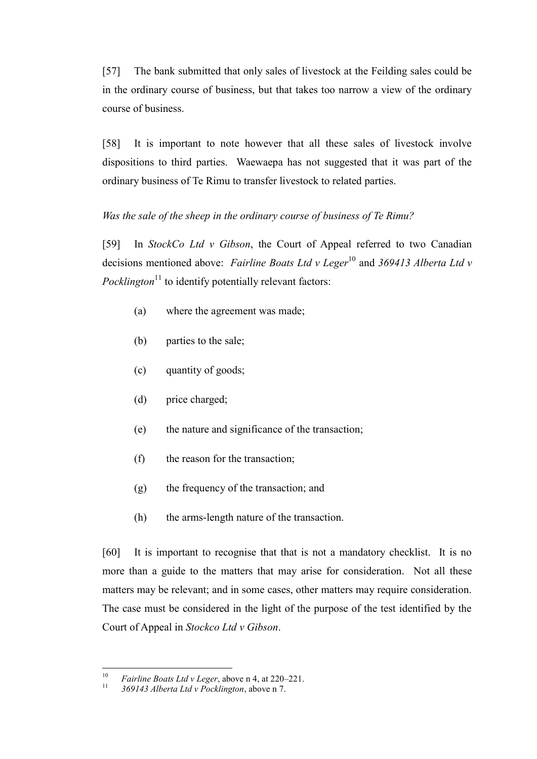[57] The bank submitted that only sales of livestock at the Feilding sales could be in the ordinary course of business, but that takes too narrow a view of the ordinary course of business.

[58] It is important to note however that all these sales of livestock involve dispositions to third parties. Waewaepa has not suggested that it was part of the ordinary business of Te Rimu to transfer livestock to related parties.

*Was the sale of the sheep in the ordinary course of business of Te Rimu?*

[59] In *StockCo Ltd v Gibson*, the Court of Appeal referred to two Canadian decisions mentioned above: *Fairline Boats Ltd v Leger*[10] and *369413 Alberta Ltd v Pocklington*[11] to identify potentially relevant factors:

- (a) where the agreement was made;
- (b) parties to the sale;
- (c) quantity of goods;
- (d) price charged;
- (e) the nature and significance of the transaction;
- (f) the reason for the transaction;
- (g) the frequency of the transaction; and
- (h) the arms-length nature of the transaction.

[60] It is important to recognise that that is not a mandatory checklist. It is no more than a guide to the matters that may arise for consideration. Not all these matters may be relevant; and in some cases, other matters may require consideration. The case must be considered in the light of the purpose of the test identified by the Court of Appeal in *Stockco Ltd v Gibson*.

---

[10] *Fairline Boats Ltd v Leger*, above n 4, at 220–221.

[11] *369143 Alberta Ltd v Pocklington*, above n 7.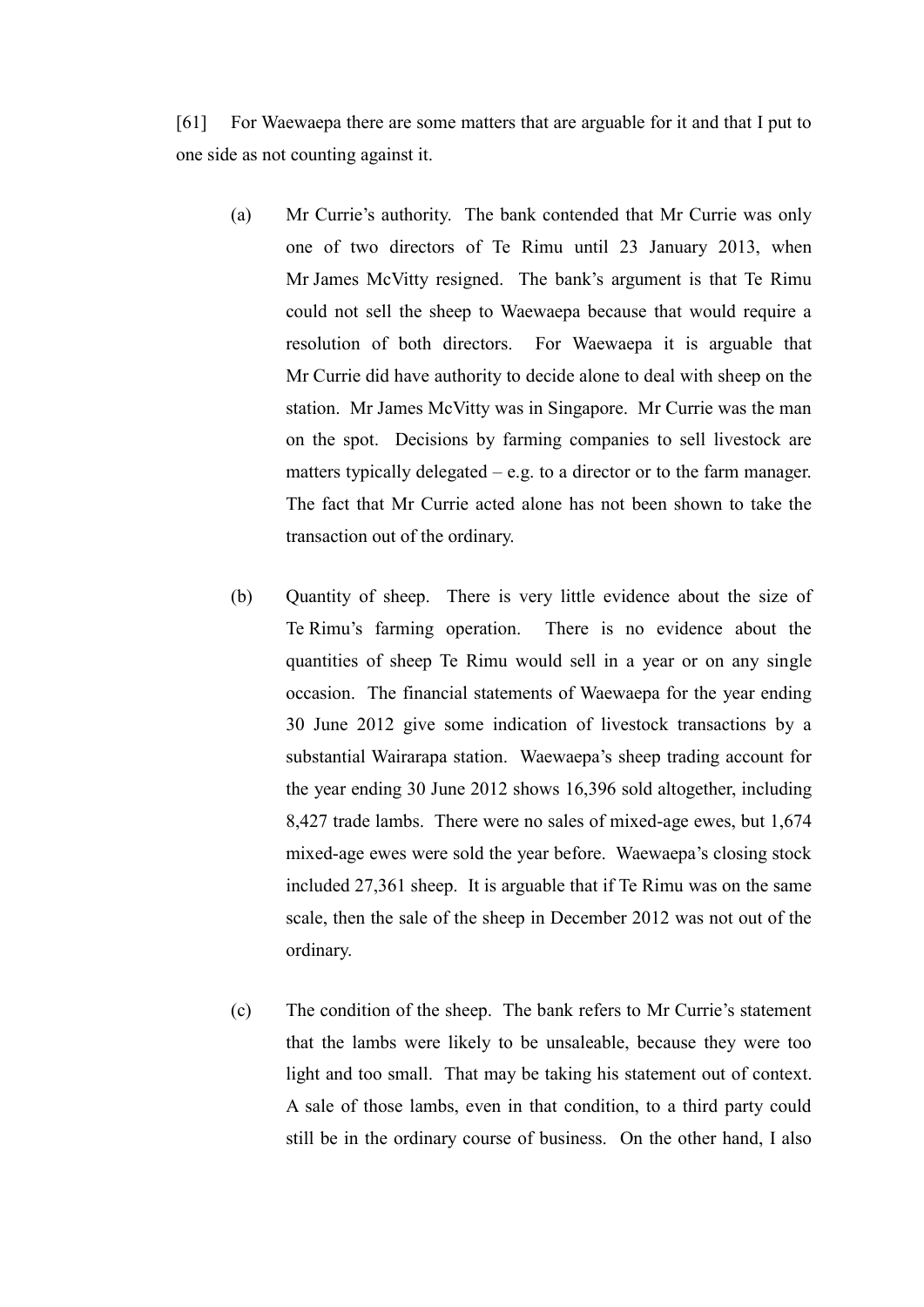[61] For Waewaepa there are some matters that are arguable for it and that I put to one side as not counting against it.

(a) Mr Currie's authority. The bank contended that Mr Currie was only one of two directors of Te Rimu until 23 January 2013, when Mr James McVitty resigned. The bank's argument is that Te Rimu could not sell the sheep to Waewaepa because that would require a resolution of both directors. For Waewaepa it is arguable that Mr Currie did have authority to decide alone to deal with sheep on the station. Mr James McVitty was in Singapore. Mr Currie was the man on the spot. Decisions by farming companies to sell livestock are matters typically delegated – e.g. to a director or to the farm manager. The fact that Mr Currie acted alone has not been shown to take the transaction out of the ordinary.

(b) Quantity of sheep. There is very little evidence about the size of Te Rimu's farming operation. There is no evidence about the quantities of sheep Te Rimu would sell in a year or on any single occasion. The financial statements of Waewaepa for the year ending 30 June 2012 give some indication of livestock transactions by a substantial Wairarapa station. Waewaepa's sheep trading account for the year ending 30 June 2012 shows 16,396 sold altogether, including 8,427 trade lambs. There were no sales of mixed-age ewes, but 1,674 mixed-age ewes were sold the year before. Waewaepa's closing stock included 27,361 sheep. It is arguable that if Te Rimu was on the same scale, then the sale of the sheep in December 2012 was not out of the ordinary.

(c) The condition of the sheep. The bank refers to Mr Currie's statement that the lambs were likely to be unsaleable, because they were too light and too small. That may be taking his statement out of context. A sale of those lambs, even in that condition, to a third party could still be in the ordinary course of business. On the other hand, I also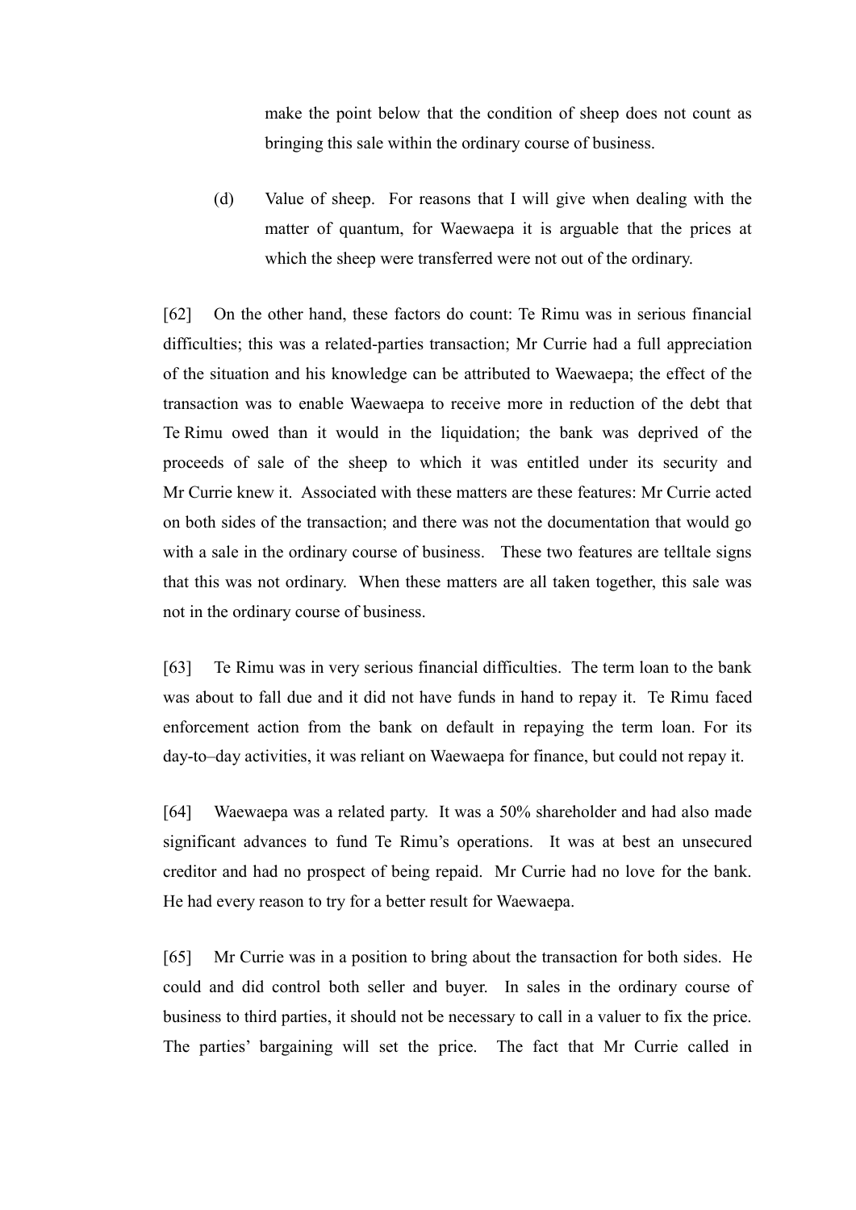make the point below that the condition of sheep does not count as bringing this sale within the ordinary course of business.

(d) Value of sheep. For reasons that I will give when dealing with the matter of quantum, for Waewaepa it is arguable that the prices at which the sheep were transferred were not out of the ordinary.

[62] On the other hand, these factors do count: Te Rimu was in serious financial difficulties; this was a related-parties transaction; Mr Currie had a full appreciation of the situation and his knowledge can be attributed to Waewaepa; the effect of the transaction was to enable Waewaepa to receive more in reduction of the debt that Te Rimu owed than it would in the liquidation; the bank was deprived of the proceeds of sale of the sheep to which it was entitled under its security and Mr Currie knew it. Associated with these matters are these features: Mr Currie acted on both sides of the transaction; and there was not the documentation that would go with a sale in the ordinary course of business. These two features are telltale signs that this was not ordinary. When these matters are all taken together, this sale was not in the ordinary course of business.

[63] Te Rimu was in very serious financial difficulties. The term loan to the bank was about to fall due and it did not have funds in hand to repay it. Te Rimu faced enforcement action from the bank on default in repaying the term loan. For its day-to–day activities, it was reliant on Waewaepa for finance, but could not repay it.

[64] Waewaepa was a related party. It was a 50% shareholder and had also made significant advances to fund Te Rimu's operations. It was at best an unsecured creditor and had no prospect of being repaid. Mr Currie had no love for the bank. He had every reason to try for a better result for Waewaepa.

[65] Mr Currie was in a position to bring about the transaction for both sides. He could and did control both seller and buyer. In sales in the ordinary course of business to third parties, it should not be necessary to call in a valuer to fix the price. The parties' bargaining will set the price. The fact that Mr Currie called in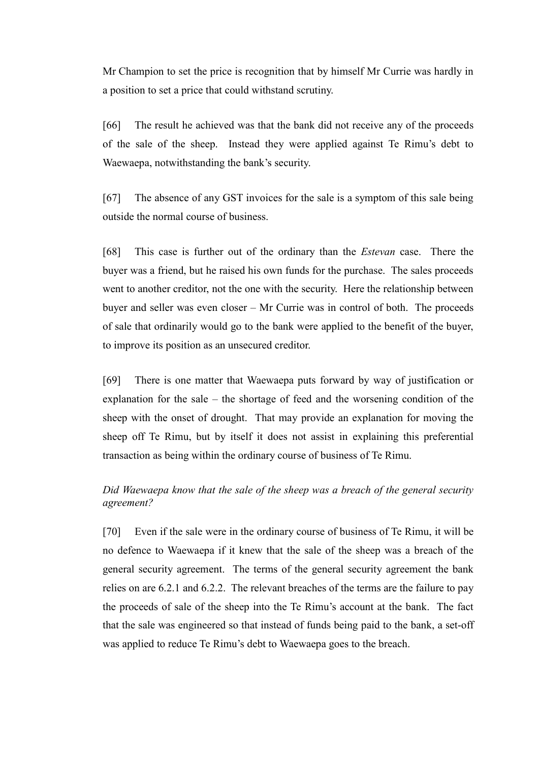Mr Champion to set the price is recognition that by himself Mr Currie was hardly in a position to set a price that could withstand scrutiny.

[66] The result he achieved was that the bank did not receive any of the proceeds of the sale of the sheep. Instead they were applied against Te Rimu's debt to Waewaepa, notwithstanding the bank's security.

[67] The absence of any GST invoices for the sale is a symptom of this sale being outside the normal course of business.

[68] This case is further out of the ordinary than the *Estevan* case. There the buyer was a friend, but he raised his own funds for the purchase. The sales proceeds went to another creditor, not the one with the security. Here the relationship between buyer and seller was even closer – Mr Currie was in control of both. The proceeds of sale that ordinarily would go to the bank were applied to the benefit of the buyer, to improve its position as an unsecured creditor.

[69] There is one matter that Waewaepa puts forward by way of justification or explanation for the sale – the shortage of feed and the worsening condition of the sheep with the onset of drought. That may provide an explanation for moving the sheep off Te Rimu, but by itself it does not assist in explaining this preferential transaction as being within the ordinary course of business of Te Rimu.

*Did Waewaepa know that the sale of the sheep was a breach of the general security agreement?*

[70] Even if the sale were in the ordinary course of business of Te Rimu, it will be no defence to Waewaepa if it knew that the sale of the sheep was a breach of the general security agreement. The terms of the general security agreement the bank relies on are 6.2.1 and 6.2.2. The relevant breaches of the terms are the failure to pay the proceeds of sale of the sheep into the Te Rimu's account at the bank. The fact that the sale was engineered so that instead of funds being paid to the bank, a set-off was applied to reduce Te Rimu's debt to Waewaepa goes to the breach.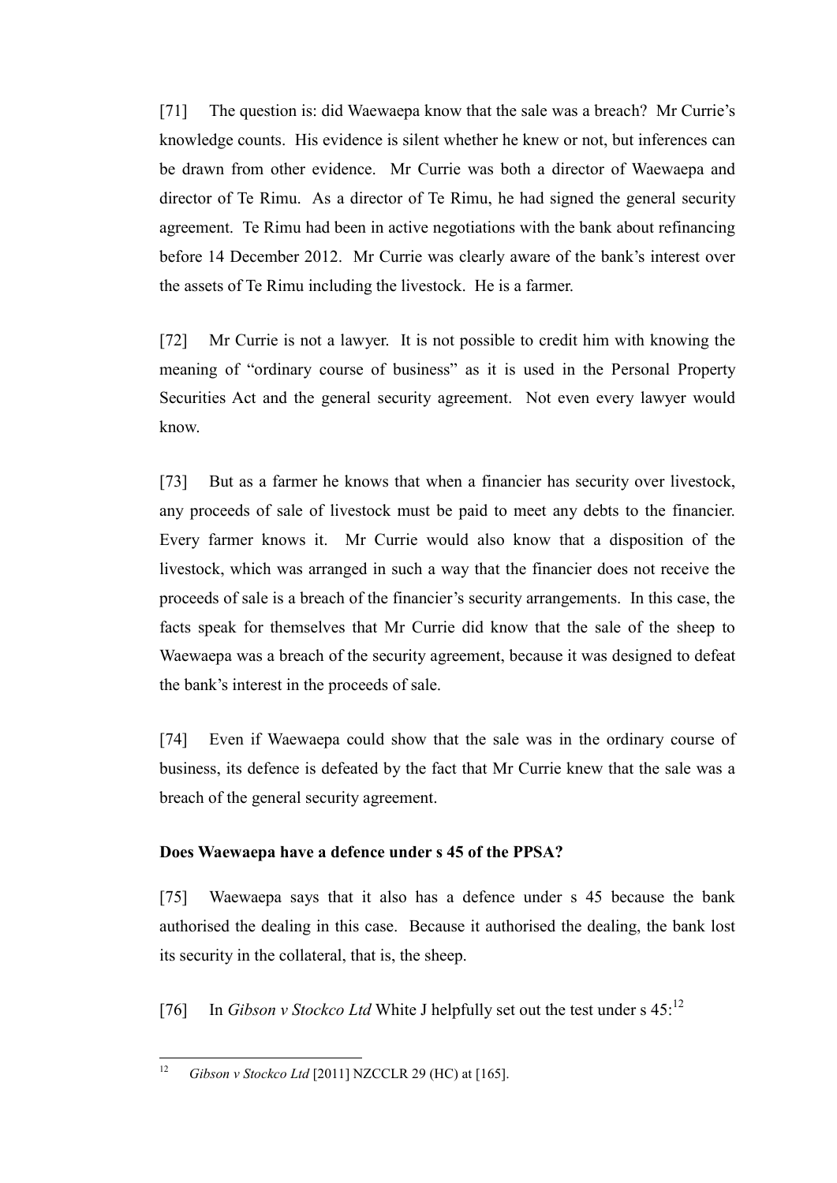[71] The question is: did Waewaepa know that the sale was a breach? Mr Currie's knowledge counts. His evidence is silent whether he knew or not, but inferences can be drawn from other evidence. Mr Currie was both a director of Waewaepa and director of Te Rimu. As a director of Te Rimu, he had signed the general security agreement. Te Rimu had been in active negotiations with the bank about refinancing before 14 December 2012. Mr Currie was clearly aware of the bank's interest over the assets of Te Rimu including the livestock. He is a farmer.

[72] Mr Currie is not a lawyer. It is not possible to credit him with knowing the meaning of "ordinary course of business" as it is used in the Personal Property Securities Act and the general security agreement. Not even every lawyer would know.

[73] But as a farmer he knows that when a financier has security over livestock, any proceeds of sale of livestock must be paid to meet any debts to the financier. Every farmer knows it. Mr Currie would also know that a disposition of the livestock, which was arranged in such a way that the financier does not receive the proceeds of sale is a breach of the financier's security arrangements. In this case, the facts speak for themselves that Mr Currie did know that the sale of the sheep to Waewaepa was a breach of the security agreement, because it was designed to defeat the bank's interest in the proceeds of sale.

[74] Even if Waewaepa could show that the sale was in the ordinary course of business, its defence is defeated by the fact that Mr Currie knew that the sale was a breach of the general security agreement.

**Does Waewaepa have a defence under s 45 of the PPSA?**

[75] Waewaepa says that it also has a defence under s 45 because the bank authorised the dealing in this case. Because it authorised the dealing, the bank lost its security in the collateral, that is, the sheep.

[76] In *Gibson v Stockco Ltd* White J helpfully set out the test under s 45:[12]

[12] *Gibson v Stockco Ltd* [2011] NZCCLR 29 (HC) at [165].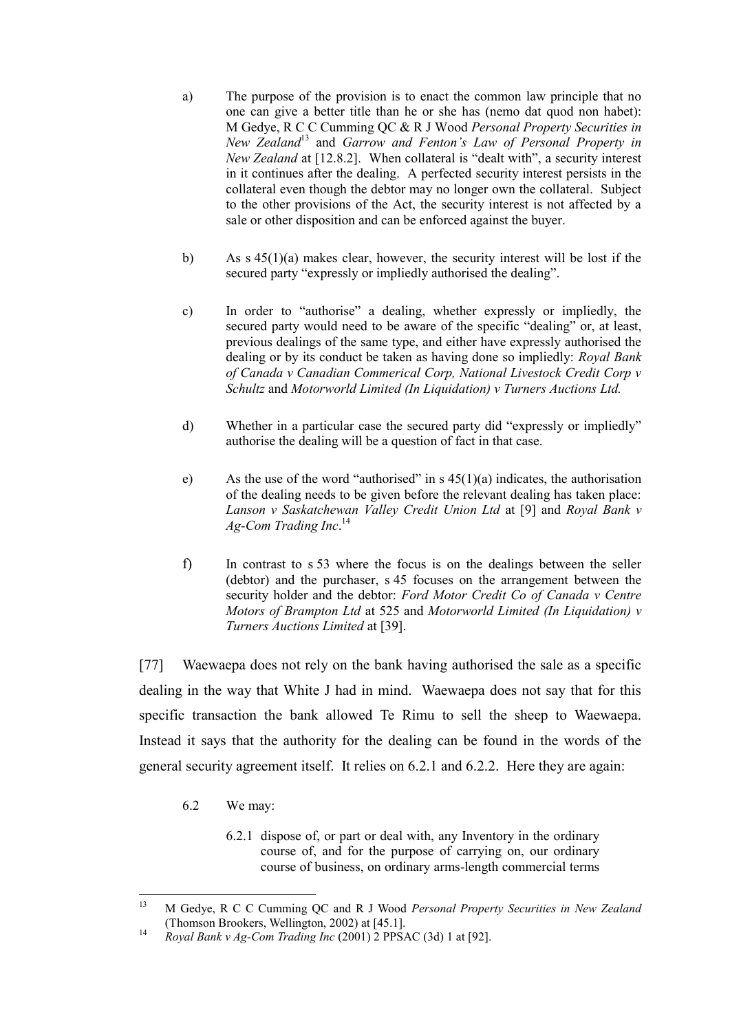a) The purpose of the provision is to enact the common law principle that no one can give a better title than he or she has (nemo dat quod non habet): M Gedye, R C C Cumming QC & R J Wood *Personal Property Securities in New Zealand*[13] and *Garrow and Fenton's Law of Personal Property in New Zealand* at [12.8.2]. When collateral is "dealt with", a security interest in it continues after the dealing. A perfected security interest persists in the collateral even though the debtor may no longer own the collateral. Subject to the other provisions of the Act, the security interest is not affected by a sale or other disposition and can be enforced against the buyer.

b) As s 45(1)(a) makes clear, however, the security interest will be lost if the secured party "expressly or impliedly authorised the dealing".

c) In order to "authorise" a dealing, whether expressly or impliedly, the secured party would need to be aware of the specific "dealing" or, at least, previous dealings of the same type, and either have expressly authorised the dealing or by its conduct be taken as having done so impliedly: *Royal Bank of Canada v Canadian Commerical Corp, National Livestock Credit Corp v Schultz* and *Motorworld Limited (In Liquidation) v Turners Auctions Ltd.*

d) Whether in a particular case the secured party did "expressly or impliedly" authorise the dealing will be a question of fact in that case.

e) As the use of the word "authorised" in s 45(1)(a) indicates, the authorisation of the dealing needs to be given before the relevant dealing has taken place: *Lanson v Saskatchewan Valley Credit Union Ltd* at [9] and *Royal Bank v Ag-Com Trading Inc*.[14]

f) In contrast to s 53 where the focus is on the dealings between the seller (debtor) and the purchaser, s 45 focuses on the arrangement between the security holder and the debtor: *Ford Motor Credit Co of Canada v Centre Motors of Brampton Ltd* at 525 and *Motorworld Limited (In Liquidation) v Turners Auctions Limited* at [39].

[77] Waewaepa does not rely on the bank having authorised the sale as a specific dealing in the way that White J had in mind. Waewaepa does not say that for this specific transaction the bank allowed Te Rimu to sell the sheep to Waewaepa. Instead it says that the authority for the dealing can be found in the words of the general security agreement itself. It relies on 6.2.1 and 6.2.2. Here they are again:

> 6.2 We may:
>
> 6.2.1 dispose of, or part or deal with, any Inventory in the ordinary course of, and for the purpose of carrying on, our ordinary course of business, on ordinary arms-length commercial terms

---

[13] M Gedye, R C C Cumming QC and R J Wood *Personal Property Securities in New Zealand* (Thomson Brookers, Wellington, 2002) at [45.1].

[14] *Royal Bank v Ag-Com Trading Inc* (2001) 2 PPSAC (3d) 1 at [92].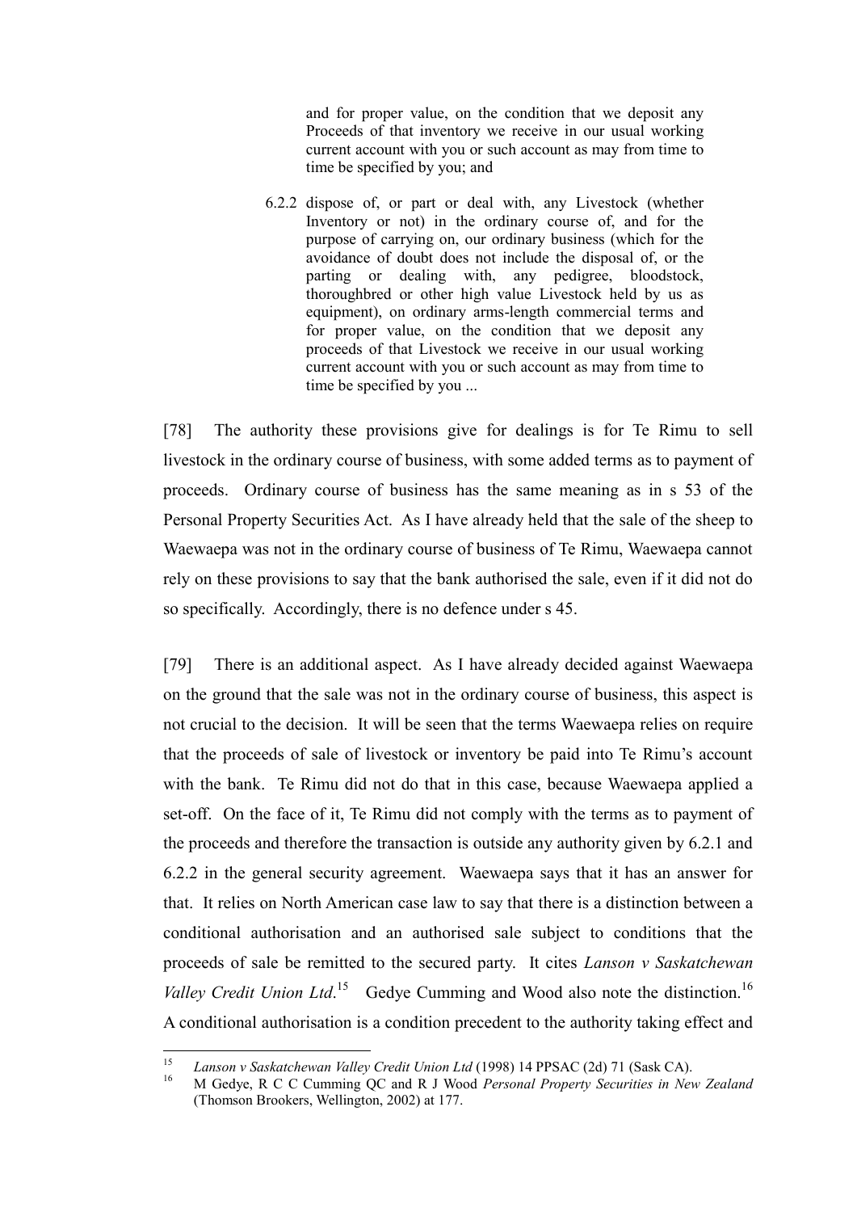> and for proper value, on the condition that we deposit any Proceeds of that inventory we receive in our usual working current account with you or such account as may from time to time be specified by you; and
>
> 6.2.2 dispose of, or part or deal with, any Livestock (whether Inventory or not) in the ordinary course of, and for the purpose of carrying on, our ordinary business (which for the avoidance of doubt does not include the disposal of, or the parting or dealing with, any pedigree, bloodstock, thoroughbred or other high value Livestock held by us as equipment), on ordinary arms-length commercial terms and for proper value, on the condition that we deposit any proceeds of that Livestock we receive in our usual working current account with you or such account as may from time to time be specified by you ...

[78] The authority these provisions give for dealings is for Te Rimu to sell livestock in the ordinary course of business, with some added terms as to payment of proceeds. Ordinary course of business has the same meaning as in s 53 of the Personal Property Securities Act. As I have already held that the sale of the sheep to Waewaepa was not in the ordinary course of business of Te Rimu, Waewaepa cannot rely on these provisions to say that the bank authorised the sale, even if it did not do so specifically. Accordingly, there is no defence under s 45.

[79] There is an additional aspect. As I have already decided against Waewaepa on the ground that the sale was not in the ordinary course of business, this aspect is not crucial to the decision. It will be seen that the terms Waewaepa relies on require that the proceeds of sale of livestock or inventory be paid into Te Rimu's account with the bank. Te Rimu did not do that in this case, because Waewaepa applied a set-off. On the face of it, Te Rimu did not comply with the terms as to payment of the proceeds and therefore the transaction is outside any authority given by 6.2.1 and 6.2.2 in the general security agreement. Waewaepa says that it has an answer for that. It relies on North American case law to say that there is a distinction between a conditional authorisation and an authorised sale subject to conditions that the proceeds of sale be remitted to the secured party. It cites *Lanson v Saskatchewan Valley Credit Union Ltd*.[15] Gedye Cumming and Wood also note the distinction.[16] A conditional authorisation is a condition precedent to the authority taking effect and

---

[15] *Lanson v Saskatchewan Valley Credit Union Ltd* (1998) 14 PPSAC (2d) 71 (Sask CA).

[16] M Gedye, R C C Cumming QC and R J Wood *Personal Property Securities in New Zealand* (Thomson Brookers, Wellington, 2002) at 177.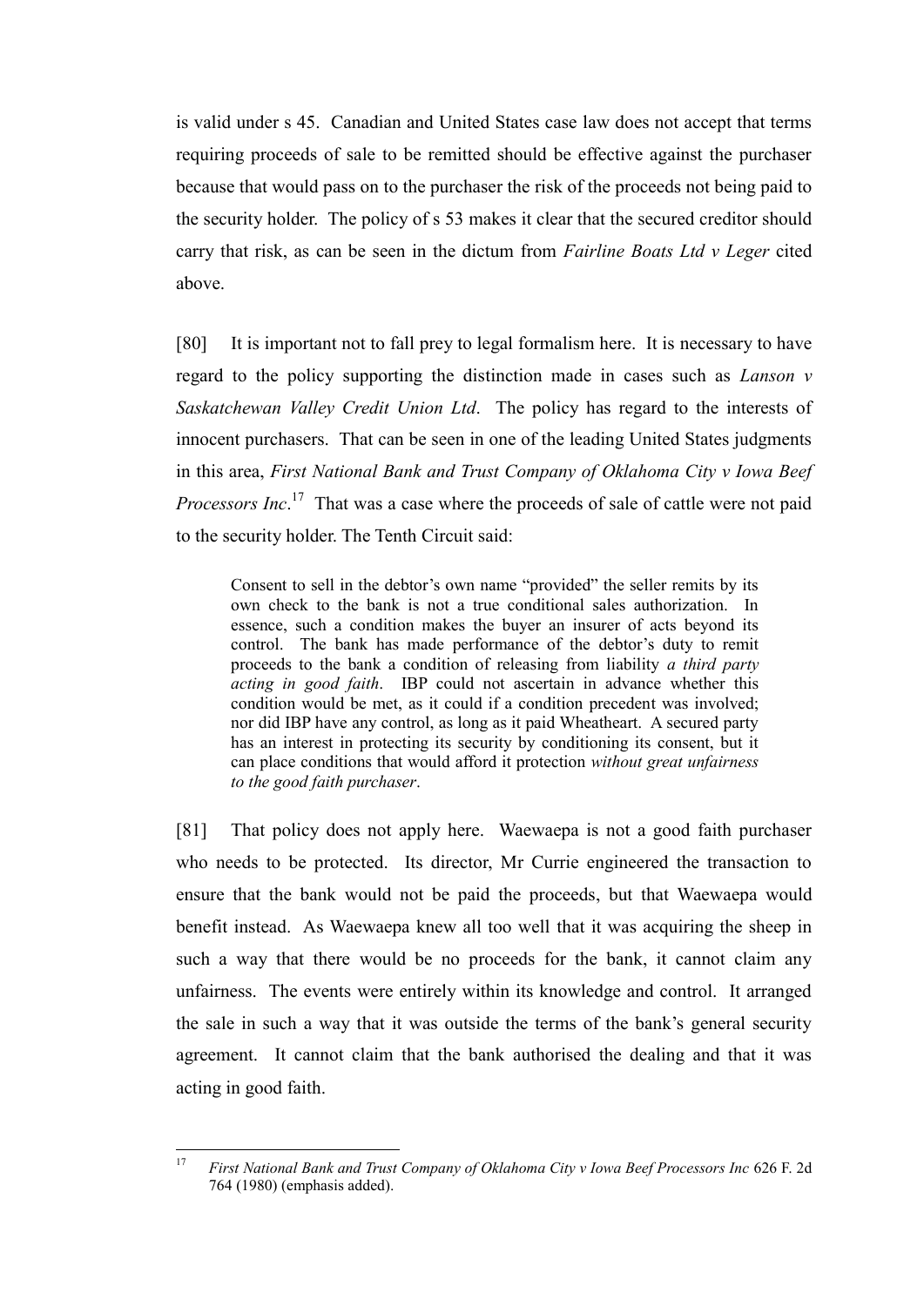is valid under s 45. Canadian and United States case law does not accept that terms requiring proceeds of sale to be remitted should be effective against the purchaser because that would pass on to the purchaser the risk of the proceeds not being paid to the security holder. The policy of s 53 makes it clear that the secured creditor should carry that risk, as can be seen in the dictum from *Fairline Boats Ltd v Leger* cited above.

[80] It is important not to fall prey to legal formalism here. It is necessary to have regard to the policy supporting the distinction made in cases such as *Lanson v Saskatchewan Valley Credit Union Ltd*. The policy has regard to the interests of innocent purchasers. That can be seen in one of the leading United States judgments in this area, *First National Bank and Trust Company of Oklahoma City v Iowa Beef Processors Inc*.[17] That was a case where the proceeds of sale of cattle were not paid to the security holder. The Tenth Circuit said:

> Consent to sell in the debtor's own name "provided" the seller remits by its own check to the bank is not a true conditional sales authorization. In essence, such a condition makes the buyer an insurer of acts beyond its control. The bank has made performance of the debtor's duty to remit proceeds to the bank a condition of releasing from liability *a third party acting in good faith*. IBP could not ascertain in advance whether this condition would be met, as it could if a condition precedent was involved; nor did IBP have any control, as long as it paid Wheatheart. A secured party has an interest in protecting its security by conditioning its consent, but it can place conditions that would afford it protection *without great unfairness to the good faith purchaser*.

[81] That policy does not apply here. Waewaepa is not a good faith purchaser who needs to be protected. Its director, Mr Currie engineered the transaction to ensure that the bank would not be paid the proceeds, but that Waewaepa would benefit instead. As Waewaepa knew all too well that it was acquiring the sheep in such a way that there would be no proceeds for the bank, it cannot claim any unfairness. The events were entirely within its knowledge and control. It arranged the sale in such a way that it was outside the terms of the bank's general security agreement. It cannot claim that the bank authorised the dealing and that it was acting in good faith.

---

[17] *First National Bank and Trust Company of Oklahoma City v Iowa Beef Processors Inc* 626 F. 2d 764 (1980) (emphasis added).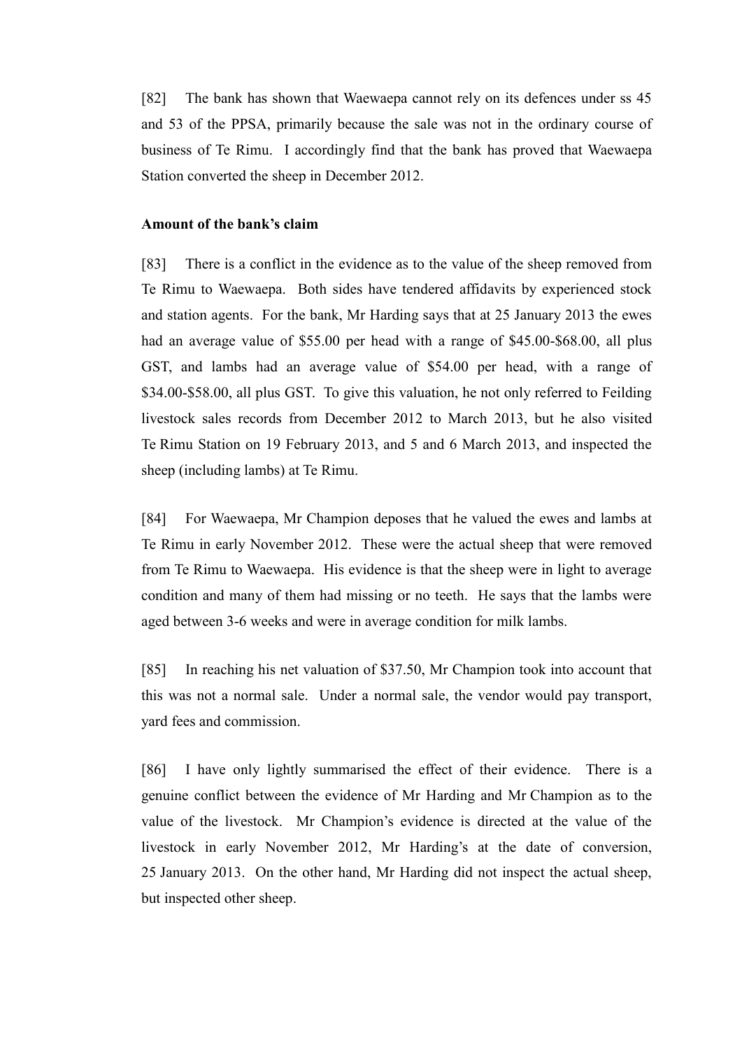[82] The bank has shown that Waewaepa cannot rely on its defences under ss 45 and 53 of the PPSA, primarily because the sale was not in the ordinary course of business of Te Rimu. I accordingly find that the bank has proved that Waewaepa Station converted the sheep in December 2012.

**Amount of the bank's claim**

[83] There is a conflict in the evidence as to the value of the sheep removed from Te Rimu to Waewaepa. Both sides have tendered affidavits by experienced stock and station agents. For the bank, Mr Harding says that at 25 January 2013 the ewes had an average value of $55.00 per head with a range of $45.00-$68.00, all plus GST, and lambs had an average value of $54.00 per head, with a range of $34.00-$58.00, all plus GST. To give this valuation, he not only referred to Feilding livestock sales records from December 2012 to March 2013, but he also visited Te Rimu Station on 19 February 2013, and 5 and 6 March 2013, and inspected the sheep (including lambs) at Te Rimu.

[84] For Waewaepa, Mr Champion deposes that he valued the ewes and lambs at Te Rimu in early November 2012. These were the actual sheep that were removed from Te Rimu to Waewaepa. His evidence is that the sheep were in light to average condition and many of them had missing or no teeth. He says that the lambs were aged between 3-6 weeks and were in average condition for milk lambs.

[85] In reaching his net valuation of $37.50, Mr Champion took into account that this was not a normal sale. Under a normal sale, the vendor would pay transport, yard fees and commission.

[86] I have only lightly summarised the effect of their evidence. There is a genuine conflict between the evidence of Mr Harding and Mr Champion as to the value of the livestock. Mr Champion's evidence is directed at the value of the livestock in early November 2012, Mr Harding's at the date of conversion, 25 January 2013. On the other hand, Mr Harding did not inspect the actual sheep, but inspected other sheep.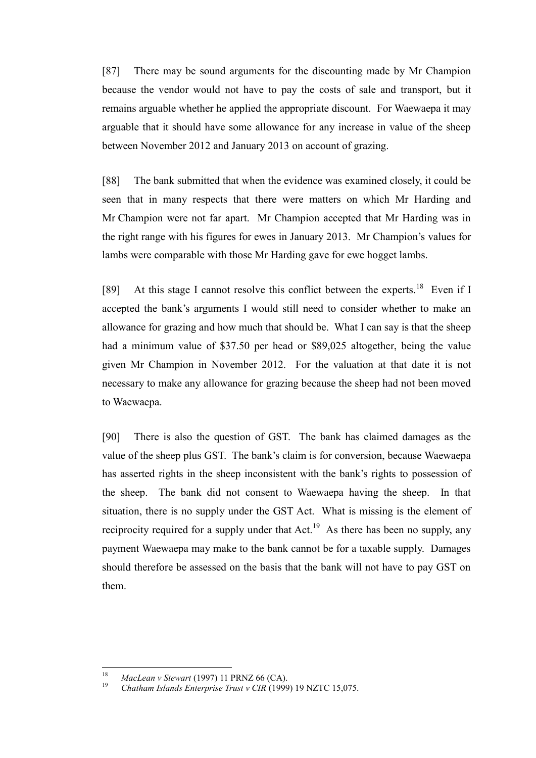[87] There may be sound arguments for the discounting made by Mr Champion because the vendor would not have to pay the costs of sale and transport, but it remains arguable whether he applied the appropriate discount. For Waewaepa it may arguable that it should have some allowance for any increase in value of the sheep between November 2012 and January 2013 on account of grazing.

[88] The bank submitted that when the evidence was examined closely, it could be seen that in many respects that there were matters on which Mr Harding and Mr Champion were not far apart. Mr Champion accepted that Mr Harding was in the right range with his figures for ewes in January 2013. Mr Champion's values for lambs were comparable with those Mr Harding gave for ewe hogget lambs.

[89] At this stage I cannot resolve this conflict between the experts.[18] Even if I accepted the bank's arguments I would still need to consider whether to make an allowance for grazing and how much that should be. What I can say is that the sheep had a minimum value of \$37.50 per head or \$89,025 altogether, being the value given Mr Champion in November 2012. For the valuation at that date it is not necessary to make any allowance for grazing because the sheep had not been moved to Waewaepa.

[90] There is also the question of GST. The bank has claimed damages as the value of the sheep plus GST. The bank's claim is for conversion, because Waewaepa has asserted rights in the sheep inconsistent with the bank's rights to possession of the sheep. The bank did not consent to Waewaepa having the sheep. In that situation, there is no supply under the GST Act. What is missing is the element of reciprocity required for a supply under that Act.[19] As there has been no supply, any payment Waewaepa may make to the bank cannot be for a taxable supply. Damages should therefore be assessed on the basis that the bank will not have to pay GST on them.

---

[18] *MacLean v Stewart* (1997) 11 PRNZ 66 (CA).

[19] *Chatham Islands Enterprise Trust v CIR* (1999) 19 NZTC 15,075.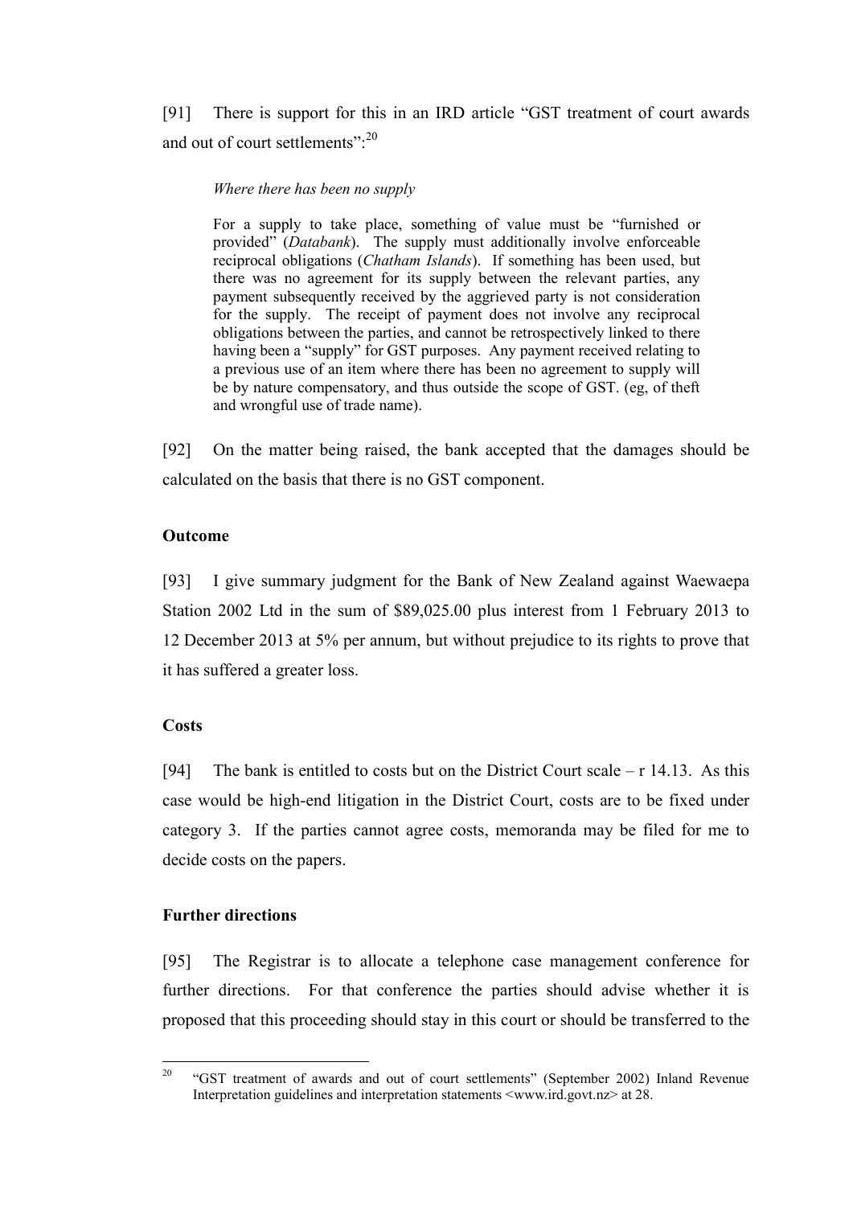[91] There is support for this in an IRD article "GST treatment of court awards and out of court settlements":[20]

> *Where there has been no supply*
>
> For a supply to take place, something of value must be "furnished or provided" (*Databank*). The supply must additionally involve enforceable reciprocal obligations (*Chatham Islands*). If something has been used, but there was no agreement for its supply between the relevant parties, any payment subsequently received by the aggrieved party is not consideration for the supply. The receipt of payment does not involve any reciprocal obligations between the parties, and cannot be retrospectively linked to there having been a "supply" for GST purposes. Any payment received relating to a previous use of an item where there has been no agreement to supply will be by nature compensatory, and thus outside the scope of GST. (eg, of theft and wrongful use of trade name).

[92] On the matter being raised, the bank accepted that the damages should be calculated on the basis that there is no GST component.

**Outcome**

[93] I give summary judgment for the Bank of New Zealand against Waewaepa Station 2002 Ltd in the sum of $89,025.00 plus interest from 1 February 2013 to 12 December 2013 at 5% per annum, but without prejudice to its rights to prove that it has suffered a greater loss.

**Costs**

[94] The bank is entitled to costs but on the District Court scale – r 14.13. As this case would be high-end litigation in the District Court, costs are to be fixed under category 3. If the parties cannot agree costs, memoranda may be filed for me to decide costs on the papers.

**Further directions**

[95] The Registrar is to allocate a telephone case management conference for further directions. For that conference the parties should advise whether it is proposed that this proceeding should stay in this court or should be transferred to the

---

[20] "GST treatment of awards and out of court settlements" (September 2002) Inland Revenue Interpretation guidelines and interpretation statements <www.ird.govt.nz> at 28.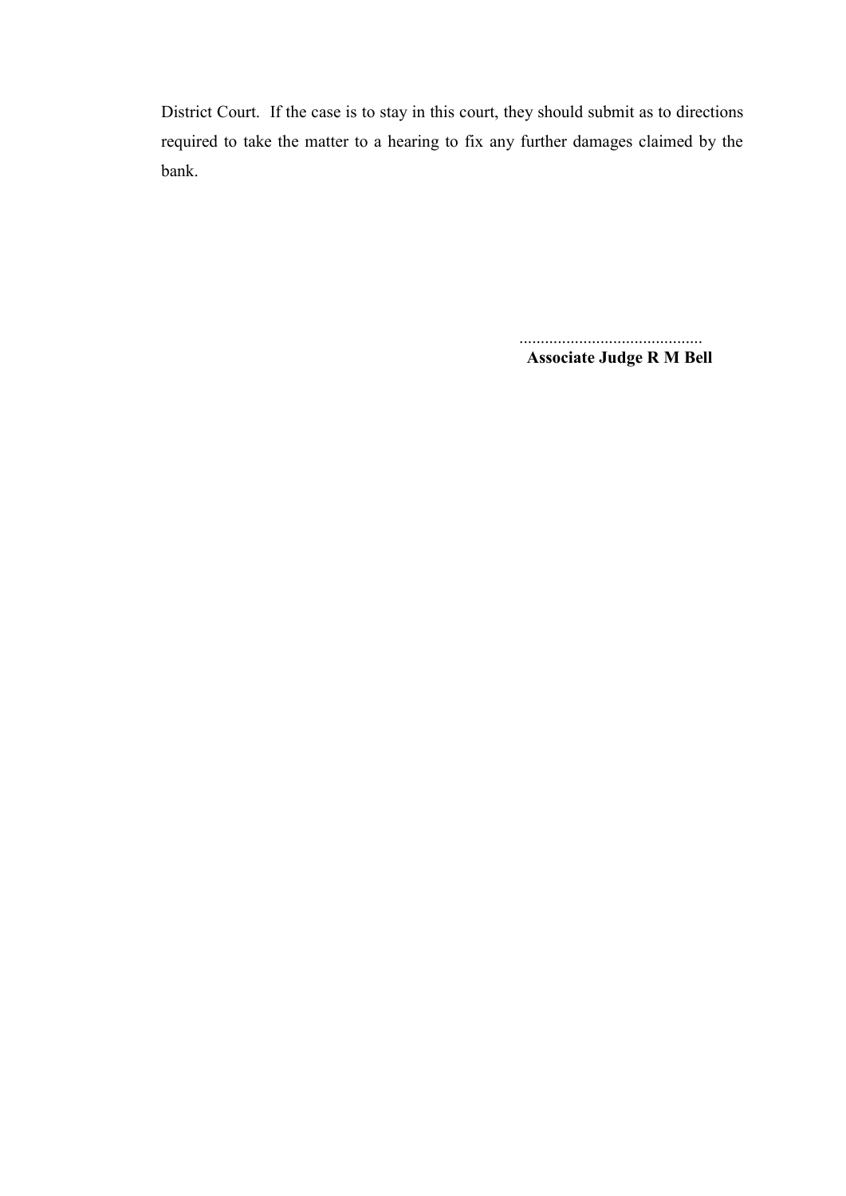District Court. If the case is to stay in this court, they should submit as to directions required to take the matter to a hearing to fix any further damages claimed by the bank.

..........................................

**Associate Judge R M Bell**